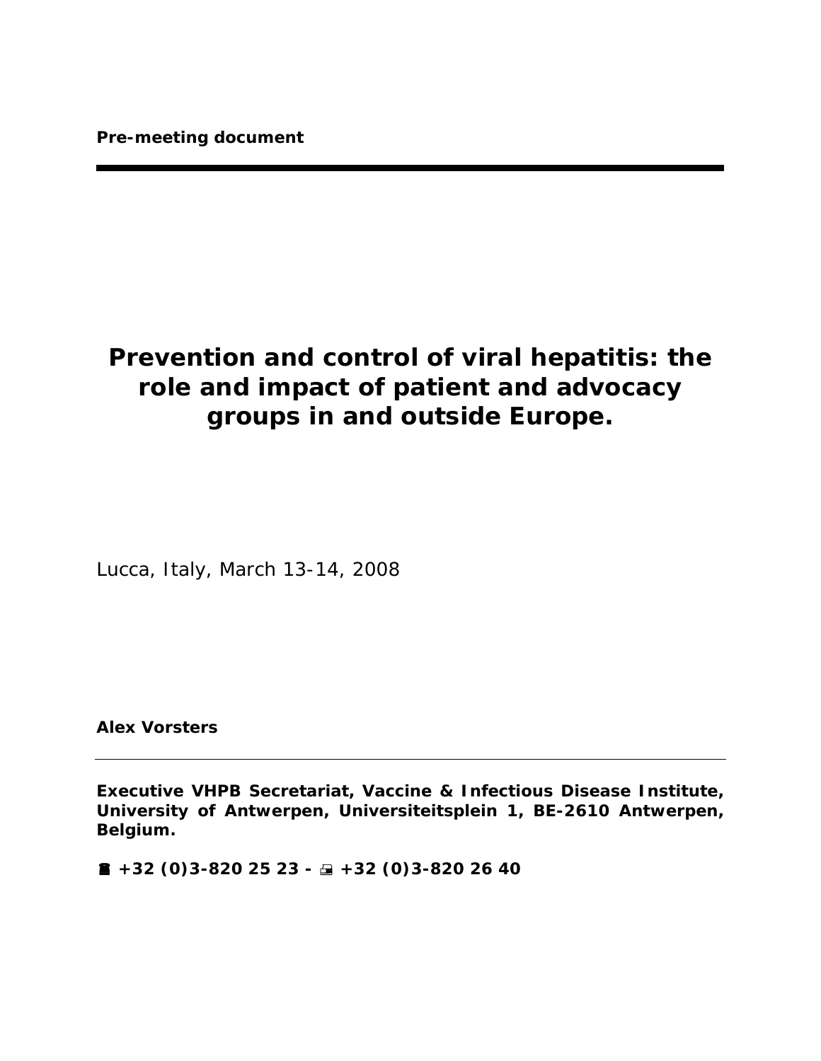**Pre-meeting document**

---

# Prevention and control of viral hepatitis: the role and impact of patient and advocacy groups in and outside Europe.

Lucca, Italy, March 13-14, 2008

**Alex Vorsters**

---

**Executive VHPB Secretariat, Vaccine & Infectious Disease Institute, University of Antwerpen, Universiteitsplein 1, BE-2610 Antwerpen, Belgium.**

**☎ +32 (0)3-820 25 23 - 🖷 +32 (0)3-820 26 40**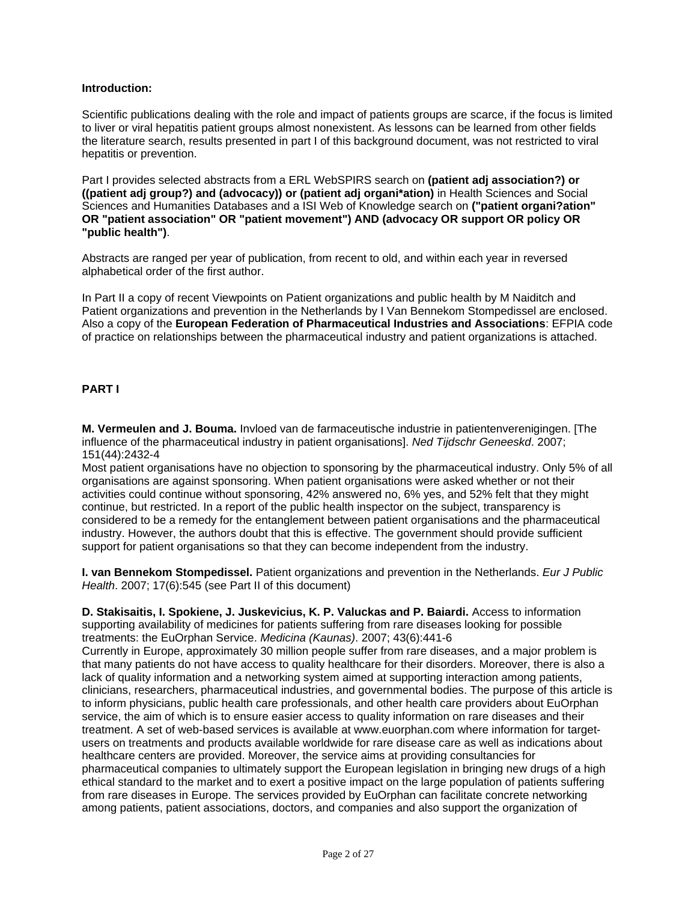**Introduction:**

Scientific publications dealing with the role and impact of patients groups are scarce, if the focus is limited to liver or viral hepatitis patient groups almost nonexistent. As lessons can be learned from other fields the literature search, results presented in part I of this background document, was not restricted to viral hepatitis or prevention.

Part I provides selected abstracts from a ERL WebSPIRS search on **(patient adj association?) or ((patient adj group?) and (advocacy)) or (patient adj organi*ation)** in Health Sciences and Social Sciences and Humanities Databases and a ISI Web of Knowledge search on **("patient organi?ation" OR "patient association" OR "patient movement") AND (advocacy OR support OR policy OR "public health")**.

Abstracts are ranged per year of publication, from recent to old, and within each year in reversed alphabetical order of the first author.

In Part II a copy of recent Viewpoints on Patient organizations and public health by M Naiditch and Patient organizations and prevention in the Netherlands by I Van Bennekom Stompedissel are enclosed. Also a copy of the **European Federation of Pharmaceutical Industries and Associations**: EFPIA code of practice on relationships between the pharmaceutical industry and patient organizations is attached.

**PART I**

**M. Vermeulen and J. Bouma.** Invloed van de farmaceutische industrie in patientenverenigingen. [The influence of the pharmaceutical industry in patient organisations]. *Ned Tijdschr Geneeskd*. 2007; 151(44):2432-4
Most patient organisations have no objection to sponsoring by the pharmaceutical industry. Only 5% of all organisations are against sponsoring. When patient organisations were asked whether or not their activities could continue without sponsoring, 42% answered no, 6% yes, and 52% felt that they might continue, but restricted. In a report of the public health inspector on the subject, transparency is considered to be a remedy for the entanglement between patient organisations and the pharmaceutical industry. However, the authors doubt that this is effective. The government should provide sufficient support for patient organisations so that they can become independent from the industry.

**I. van Bennekom Stompedissel.** Patient organizations and prevention in the Netherlands. *Eur J Public Health*. 2007; 17(6):545 (see Part II of this document)

**D. Stakisaitis, I. Spokiene, J. Juskevicius, K. P. Valuckas and P. Baiardi.** Access to information supporting availability of medicines for patients suffering from rare diseases looking for possible treatments: the EuOrphan Service. *Medicina (Kaunas)*. 2007; 43(6):441-6
Currently in Europe, approximately 30 million people suffer from rare diseases, and a major problem is that many patients do not have access to quality healthcare for their disorders. Moreover, there is also a lack of quality information and a networking system aimed at supporting interaction among patients, clinicians, researchers, pharmaceutical industries, and governmental bodies. The purpose of this article is to inform physicians, public health care professionals, and other health care providers about EuOrphan service, the aim of which is to ensure easier access to quality information on rare diseases and their treatment. A set of web-based services is available at www.euorphan.com where information for target-users on treatments and products available worldwide for rare disease care as well as indications about healthcare centers are provided. Moreover, the service aims at providing consultancies for pharmaceutical companies to ultimately support the European legislation in bringing new drugs of a high ethical standard to the market and to exert a positive impact on the large population of patients suffering from rare diseases in Europe. The services provided by EuOrphan can facilitate concrete networking among patients, patient associations, doctors, and companies and also support the organization of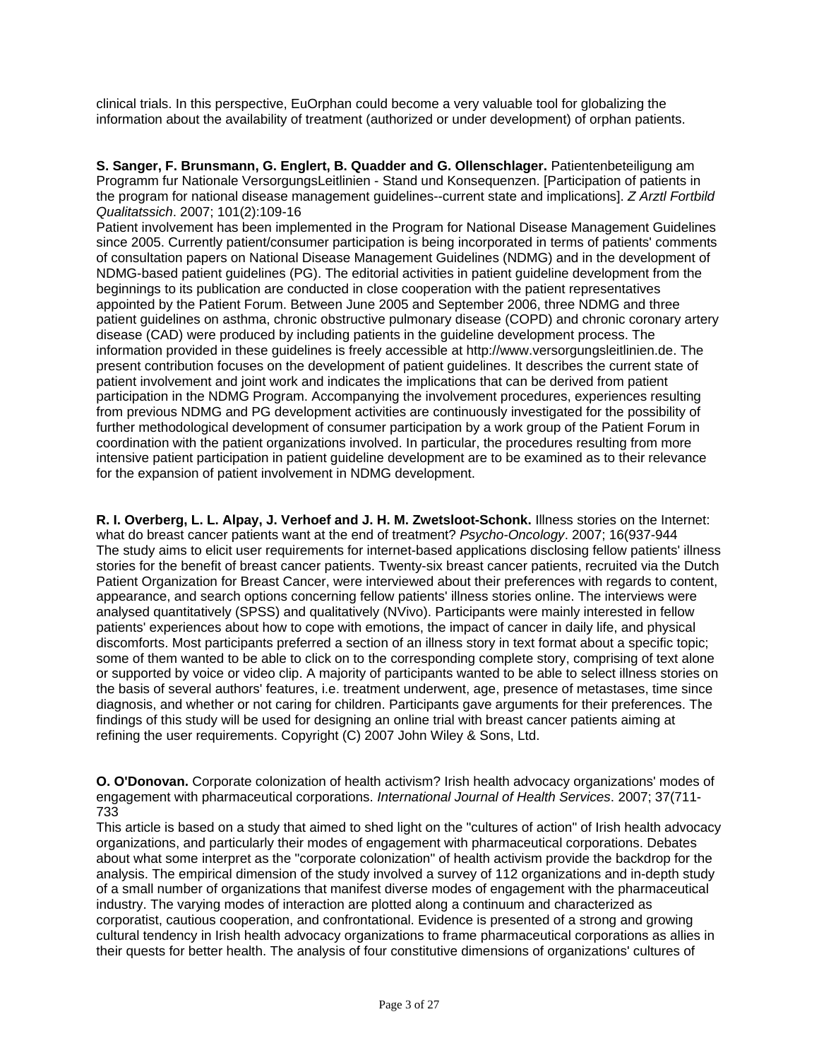clinical trials. In this perspective, EuOrphan could become a very valuable tool for globalizing the information about the availability of treatment (authorized or under development) of orphan patients.

**S. Sanger, F. Brunsmann, G. Englert, B. Quadder and G. Ollenschlager.** Patientenbeteiligung am Programm fur Nationale VersorgungsLeitlinien - Stand und Konsequenzen. [Participation of patients in the program for national disease management guidelines--current state and implications]. *Z Arztl Fortbild Qualitatssich*. 2007; 101(2):109-16

Patient involvement has been implemented in the Program for National Disease Management Guidelines since 2005. Currently patient/consumer participation is being incorporated in terms of patients' comments of consultation papers on National Disease Management Guidelines (NDMG) and in the development of NDMG-based patient guidelines (PG). The editorial activities in patient guideline development from the beginnings to its publication are conducted in close cooperation with the patient representatives appointed by the Patient Forum. Between June 2005 and September 2006, three NDMG and three patient guidelines on asthma, chronic obstructive pulmonary disease (COPD) and chronic coronary artery disease (CAD) were produced by including patients in the guideline development process. The information provided in these guidelines is freely accessible at http://www.versorgungsleitlinien.de. The present contribution focuses on the development of patient guidelines. It describes the current state of patient involvement and joint work and indicates the implications that can be derived from patient participation in the NDMG Program. Accompanying the involvement procedures, experiences resulting from previous NDMG and PG development activities are continuously investigated for the possibility of further methodological development of consumer participation by a work group of the Patient Forum in coordination with the patient organizations involved. In particular, the procedures resulting from more intensive patient participation in patient guideline development are to be examined as to their relevance for the expansion of patient involvement in NDMG development.

**R. I. Overberg, L. L. Alpay, J. Verhoef and J. H. M. Zwetsloot-Schonk.** Illness stories on the Internet: what do breast cancer patients want at the end of treatment? *Psycho-Oncology*. 2007; 16(937-944

The study aims to elicit user requirements for internet-based applications disclosing fellow patients' illness stories for the benefit of breast cancer patients. Twenty-six breast cancer patients, recruited via the Dutch Patient Organization for Breast Cancer, were interviewed about their preferences with regards to content, appearance, and search options concerning fellow patients' illness stories online. The interviews were analysed quantitatively (SPSS) and qualitatively (NVivo). Participants were mainly interested in fellow patients' experiences about how to cope with emotions, the impact of cancer in daily life, and physical discomforts. Most participants preferred a section of an illness story in text format about a specific topic; some of them wanted to be able to click on to the corresponding complete story, comprising of text alone or supported by voice or video clip. A majority of participants wanted to be able to select illness stories on the basis of several authors' features, i.e. treatment underwent, age, presence of metastases, time since diagnosis, and whether or not caring for children. Participants gave arguments for their preferences. The findings of this study will be used for designing an online trial with breast cancer patients aiming at refining the user requirements. Copyright (C) 2007 John Wiley & Sons, Ltd.

**O. O'Donovan.** Corporate colonization of health activism? Irish health advocacy organizations' modes of engagement with pharmaceutical corporations. *International Journal of Health Services*. 2007; 37(711-733

This article is based on a study that aimed to shed light on the "cultures of action" of Irish health advocacy organizations, and particularly their modes of engagement with pharmaceutical corporations. Debates about what some interpret as the "corporate colonization" of health activism provide the backdrop for the analysis. The empirical dimension of the study involved a survey of 112 organizations and in-depth study of a small number of organizations that manifest diverse modes of engagement with the pharmaceutical industry. The varying modes of interaction are plotted along a continuum and characterized as corporatist, cautious cooperation, and confrontational. Evidence is presented of a strong and growing cultural tendency in Irish health advocacy organizations to frame pharmaceutical corporations as allies in their quests for better health. The analysis of four constitutive dimensions of organizations' cultures of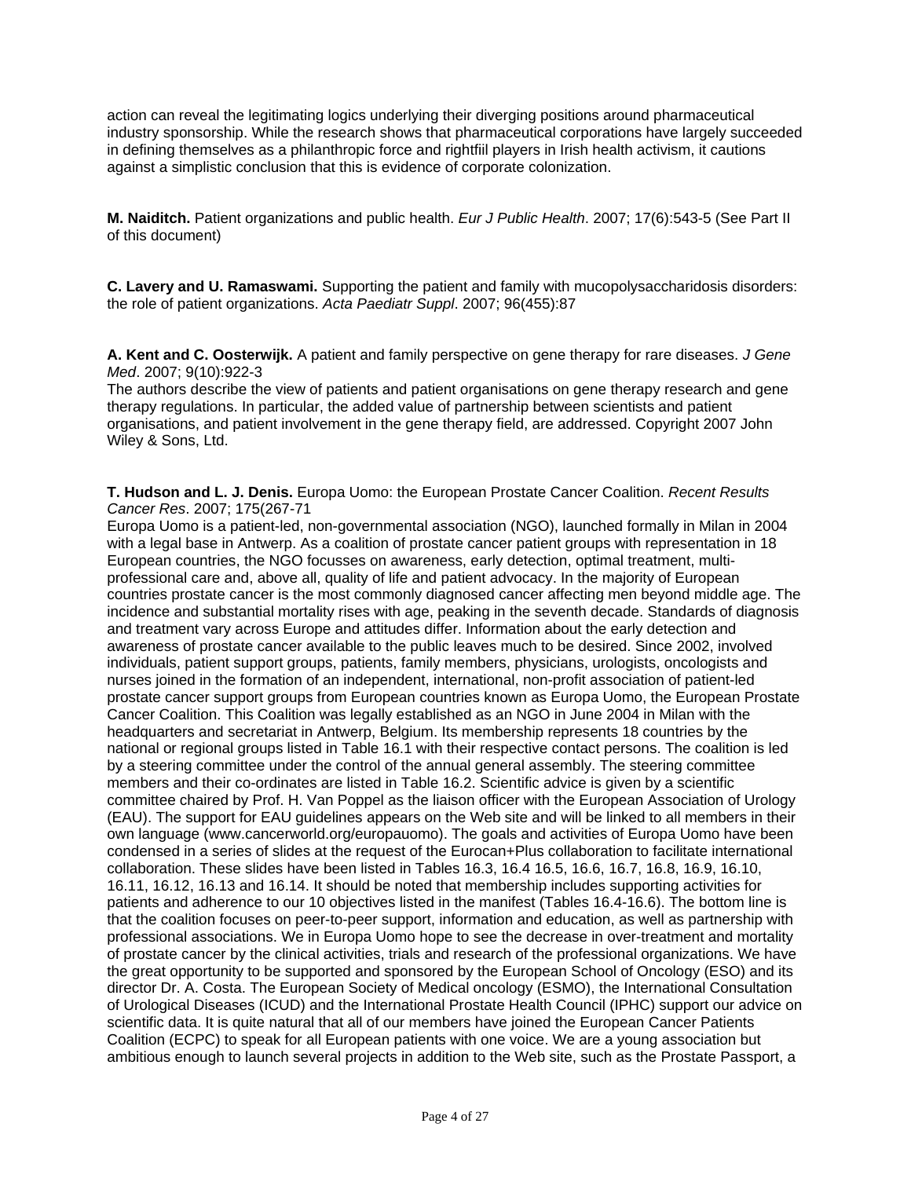action can reveal the legitimating logics underlying their diverging positions around pharmaceutical industry sponsorship. While the research shows that pharmaceutical corporations have largely succeeded in defining themselves as a philanthropic force and rightfiil players in Irish health activism, it cautions against a simplistic conclusion that this is evidence of corporate colonization.

**M. Naiditch.** Patient organizations and public health. *Eur J Public Health*. 2007; 17(6):543-5 (See Part II of this document)

**C. Lavery and U. Ramaswami.** Supporting the patient and family with mucopolysaccharidosis disorders: the role of patient organizations. *Acta Paediatr Suppl*. 2007; 96(455):87

**A. Kent and C. Oosterwijk.** A patient and family perspective on gene therapy for rare diseases. *J Gene Med*. 2007; 9(10):922-3
The authors describe the view of patients and patient organisations on gene therapy research and gene therapy regulations. In particular, the added value of partnership between scientists and patient organisations, and patient involvement in the gene therapy field, are addressed. Copyright 2007 John Wiley & Sons, Ltd.

**T. Hudson and L. J. Denis.** Europa Uomo: the European Prostate Cancer Coalition. *Recent Results Cancer Res*. 2007; 175(267-71
Europa Uomo is a patient-led, non-governmental association (NGO), launched formally in Milan in 2004 with a legal base in Antwerp. As a coalition of prostate cancer patient groups with representation in 18 European countries, the NGO focusses on awareness, early detection, optimal treatment, multi-professional care and, above all, quality of life and patient advocacy. In the majority of European countries prostate cancer is the most commonly diagnosed cancer affecting men beyond middle age. The incidence and substantial mortality rises with age, peaking in the seventh decade. Standards of diagnosis and treatment vary across Europe and attitudes differ. Information about the early detection and awareness of prostate cancer available to the public leaves much to be desired. Since 2002, involved individuals, patient support groups, patients, family members, physicians, urologists, oncologists and nurses joined in the formation of an independent, international, non-profit association of patient-led prostate cancer support groups from European countries known as Europa Uomo, the European Prostate Cancer Coalition. This Coalition was legally established as an NGO in June 2004 in Milan with the headquarters and secretariat in Antwerp, Belgium. Its membership represents 18 countries by the national or regional groups listed in Table 16.1 with their respective contact persons. The coalition is led by a steering committee under the control of the annual general assembly. The steering committee members and their co-ordinates are listed in Table 16.2. Scientific advice is given by a scientific committee chaired by Prof. H. Van Poppel as the liaison officer with the European Association of Urology (EAU). The support for EAU guidelines appears on the Web site and will be linked to all members in their own language (www.cancerworld.org/europauomo). The goals and activities of Europa Uomo have been condensed in a series of slides at the request of the Eurocan+Plus collaboration to facilitate international collaboration. These slides have been listed in Tables 16.3, 16.4 16.5, 16.6, 16.7, 16.8, 16.9, 16.10, 16.11, 16.12, 16.13 and 16.14. It should be noted that membership includes supporting activities for patients and adherence to our 10 objectives listed in the manifest (Tables 16.4-16.6). The bottom line is that the coalition focuses on peer-to-peer support, information and education, as well as partnership with professional associations. We in Europa Uomo hope to see the decrease in over-treatment and mortality of prostate cancer by the clinical activities, trials and research of the professional organizations. We have the great opportunity to be supported and sponsored by the European School of Oncology (ESO) and its director Dr. A. Costa. The European Society of Medical oncology (ESMO), the International Consultation of Urological Diseases (ICUD) and the International Prostate Health Council (IPHC) support our advice on scientific data. It is quite natural that all of our members have joined the European Cancer Patients Coalition (ECPC) to speak for all European patients with one voice. We are a young association but ambitious enough to launch several projects in addition to the Web site, such as the Prostate Passport, a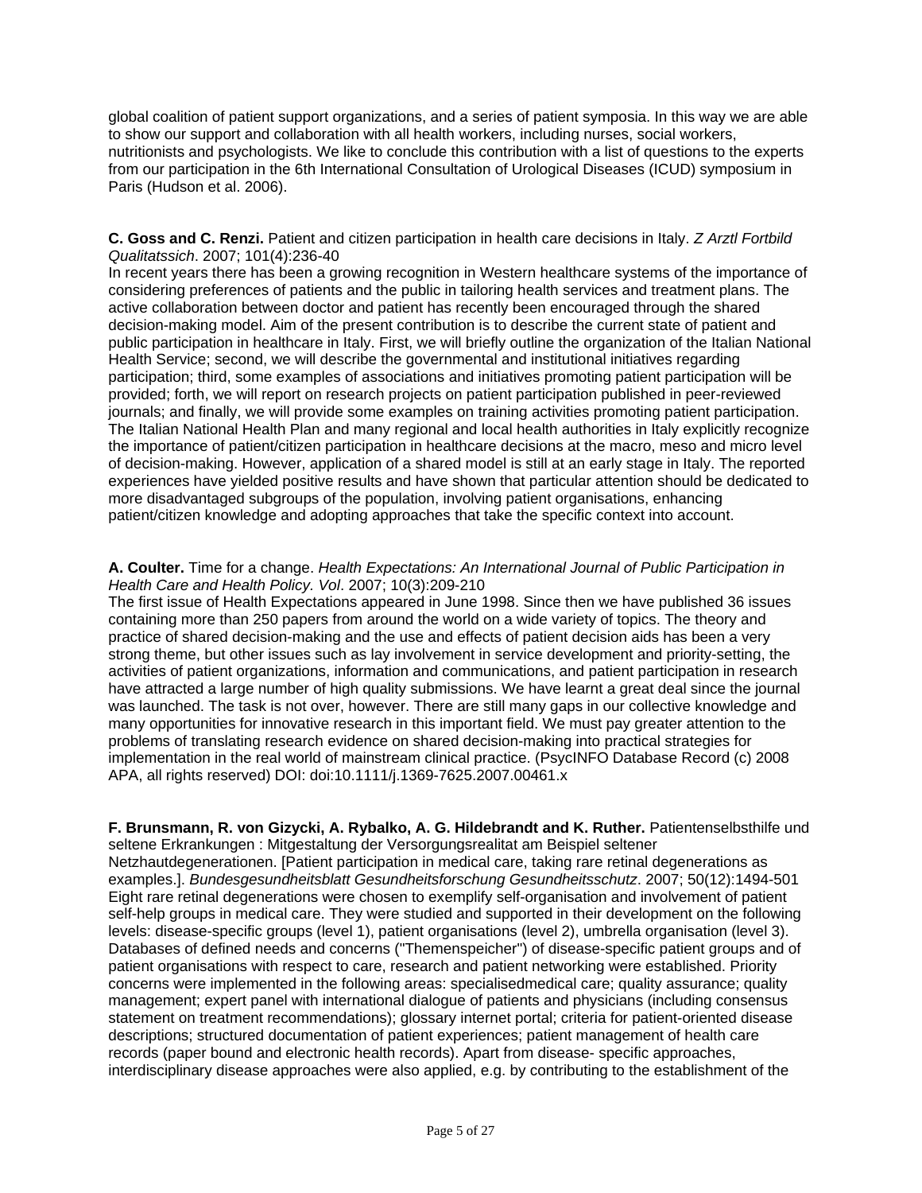global coalition of patient support organizations, and a series of patient symposia. In this way we are able to show our support and collaboration with all health workers, including nurses, social workers, nutritionists and psychologists. We like to conclude this contribution with a list of questions to the experts from our participation in the 6th International Consultation of Urological Diseases (ICUD) symposium in Paris (Hudson et al. 2006).

**C. Goss and C. Renzi.** Patient and citizen participation in health care decisions in Italy. *Z Arztl Fortbild Qualitatssich*. 2007; 101(4):236-40
In recent years there has been a growing recognition in Western healthcare systems of the importance of considering preferences of patients and the public in tailoring health services and treatment plans. The active collaboration between doctor and patient has recently been encouraged through the shared decision-making model. Aim of the present contribution is to describe the current state of patient and public participation in healthcare in Italy. First, we will briefly outline the organization of the Italian National Health Service; second, we will describe the governmental and institutional initiatives regarding participation; third, some examples of associations and initiatives promoting patient participation will be provided; forth, we will report on research projects on patient participation published in peer-reviewed journals; and finally, we will provide some examples on training activities promoting patient participation. The Italian National Health Plan and many regional and local health authorities in Italy explicitly recognize the importance of patient/citizen participation in healthcare decisions at the macro, meso and micro level of decision-making. However, application of a shared model is still at an early stage in Italy. The reported experiences have yielded positive results and have shown that particular attention should be dedicated to more disadvantaged subgroups of the population, involving patient organisations, enhancing patient/citizen knowledge and adopting approaches that take the specific context into account.

**A. Coulter.** Time for a change. *Health Expectations: An International Journal of Public Participation in Health Care and Health Policy. Vol*. 2007; 10(3):209-210
The first issue of Health Expectations appeared in June 1998. Since then we have published 36 issues containing more than 250 papers from around the world on a wide variety of topics. The theory and practice of shared decision-making and the use and effects of patient decision aids has been a very strong theme, but other issues such as lay involvement in service development and priority-setting, the activities of patient organizations, information and communications, and patient participation in research have attracted a large number of high quality submissions. We have learnt a great deal since the journal was launched. The task is not over, however. There are still many gaps in our collective knowledge and many opportunities for innovative research in this important field. We must pay greater attention to the problems of translating research evidence on shared decision-making into practical strategies for implementation in the real world of mainstream clinical practice. (PsycINFO Database Record (c) 2008 APA, all rights reserved) DOI: doi:10.1111/j.1369-7625.2007.00461.x

**F. Brunsmann, R. von Gizycki, A. Rybalko, A. G. Hildebrandt and K. Ruther.** Patientenselbsthilfe und seltene Erkrankungen : Mitgestaltung der Versorgungsrealitat am Beispiel seltener Netzhautdegenerationen. [Patient participation in medical care, taking rare retinal degenerations as examples.]. *Bundesgesundheitsblatt Gesundheitsforschung Gesundheitsschutz*. 2007; 50(12):1494-501
Eight rare retinal degenerations were chosen to exemplify self-organisation and involvement of patient self-help groups in medical care. They were studied and supported in their development on the following levels: disease-specific groups (level 1), patient organisations (level 2), umbrella organisation (level 3). Databases of defined needs and concerns ("Themenspeicher") of disease-specific patient groups and of patient organisations with respect to care, research and patient networking were established. Priority concerns were implemented in the following areas: specialisedmedical care; quality assurance; quality management; expert panel with international dialogue of patients and physicians (including consensus statement on treatment recommendations); glossary internet portal; criteria for patient-oriented disease descriptions; structured documentation of patient experiences; patient management of health care records (paper bound and electronic health records). Apart from disease- specific approaches, interdisciplinary disease approaches were also applied, e.g. by contributing to the establishment of the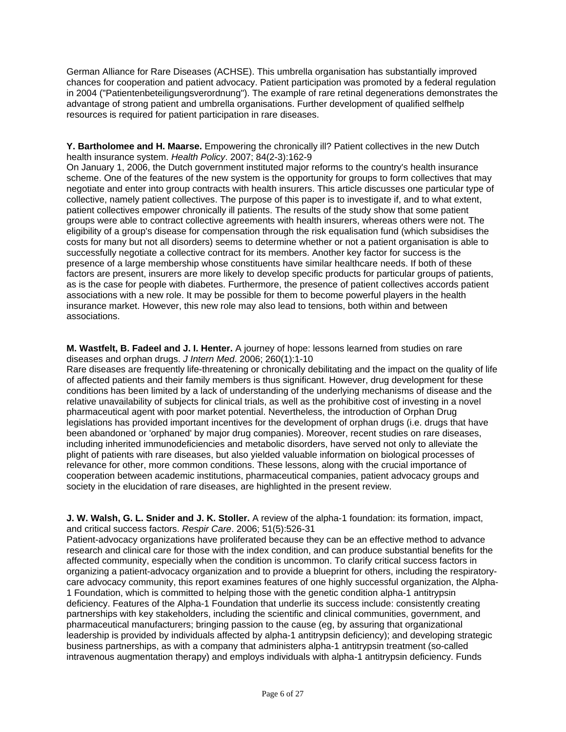German Alliance for Rare Diseases (ACHSE). This umbrella organisation has substantially improved chances for cooperation and patient advocacy. Patient participation was promoted by a federal regulation in 2004 ("Patientenbeteiligungsverordnung"). The example of rare retinal degenerations demonstrates the advantage of strong patient and umbrella organisations. Further development of qualified selfhelp resources is required for patient participation in rare diseases.

**Y. Bartholomee and H. Maarse.** Empowering the chronically ill? Patient collectives in the new Dutch health insurance system. *Health Policy*. 2007; 84(2-3):162-9
On January 1, 2006, the Dutch government instituted major reforms to the country's health insurance scheme. One of the features of the new system is the opportunity for groups to form collectives that may negotiate and enter into group contracts with health insurers. This article discusses one particular type of collective, namely patient collectives. The purpose of this paper is to investigate if, and to what extent, patient collectives empower chronically ill patients. The results of the study show that some patient groups were able to contract collective agreements with health insurers, whereas others were not. The eligibility of a group's disease for compensation through the risk equalisation fund (which subsidises the costs for many but not all disorders) seems to determine whether or not a patient organisation is able to successfully negotiate a collective contract for its members. Another key factor for success is the presence of a large membership whose constituents have similar healthcare needs. If both of these factors are present, insurers are more likely to develop specific products for particular groups of patients, as is the case for people with diabetes. Furthermore, the presence of patient collectives accords patient associations with a new role. It may be possible for them to become powerful players in the health insurance market. However, this new role may also lead to tensions, both within and between associations.

**M. Wastfelt, B. Fadeel and J. I. Henter.** A journey of hope: lessons learned from studies on rare diseases and orphan drugs. *J Intern Med*. 2006; 260(1):1-10
Rare diseases are frequently life-threatening or chronically debilitating and the impact on the quality of life of affected patients and their family members is thus significant. However, drug development for these conditions has been limited by a lack of understanding of the underlying mechanisms of disease and the relative unavailability of subjects for clinical trials, as well as the prohibitive cost of investing in a novel pharmaceutical agent with poor market potential. Nevertheless, the introduction of Orphan Drug legislations has provided important incentives for the development of orphan drugs (i.e. drugs that have been abandoned or 'orphaned' by major drug companies). Moreover, recent studies on rare diseases, including inherited immunodeficiencies and metabolic disorders, have served not only to alleviate the plight of patients with rare diseases, but also yielded valuable information on biological processes of relevance for other, more common conditions. These lessons, along with the crucial importance of cooperation between academic institutions, pharmaceutical companies, patient advocacy groups and society in the elucidation of rare diseases, are highlighted in the present review.

**J. W. Walsh, G. L. Snider and J. K. Stoller.** A review of the alpha-1 foundation: its formation, impact, and critical success factors. *Respir Care*. 2006; 51(5):526-31
Patient-advocacy organizations have proliferated because they can be an effective method to advance research and clinical care for those with the index condition, and can produce substantial benefits for the affected community, especially when the condition is uncommon. To clarify critical success factors in organizing a patient-advocacy organization and to provide a blueprint for others, including the respiratory-care advocacy community, this report examines features of one highly successful organization, the Alpha-1 Foundation, which is committed to helping those with the genetic condition alpha-1 antitrypsin deficiency. Features of the Alpha-1 Foundation that underlie its success include: consistently creating partnerships with key stakeholders, including the scientific and clinical communities, government, and pharmaceutical manufacturers; bringing passion to the cause (eg, by assuring that organizational leadership is provided by individuals affected by alpha-1 antitrypsin deficiency); and developing strategic business partnerships, as with a company that administers alpha-1 antitrypsin treatment (so-called intravenous augmentation therapy) and employs individuals with alpha-1 antitrypsin deficiency. Funds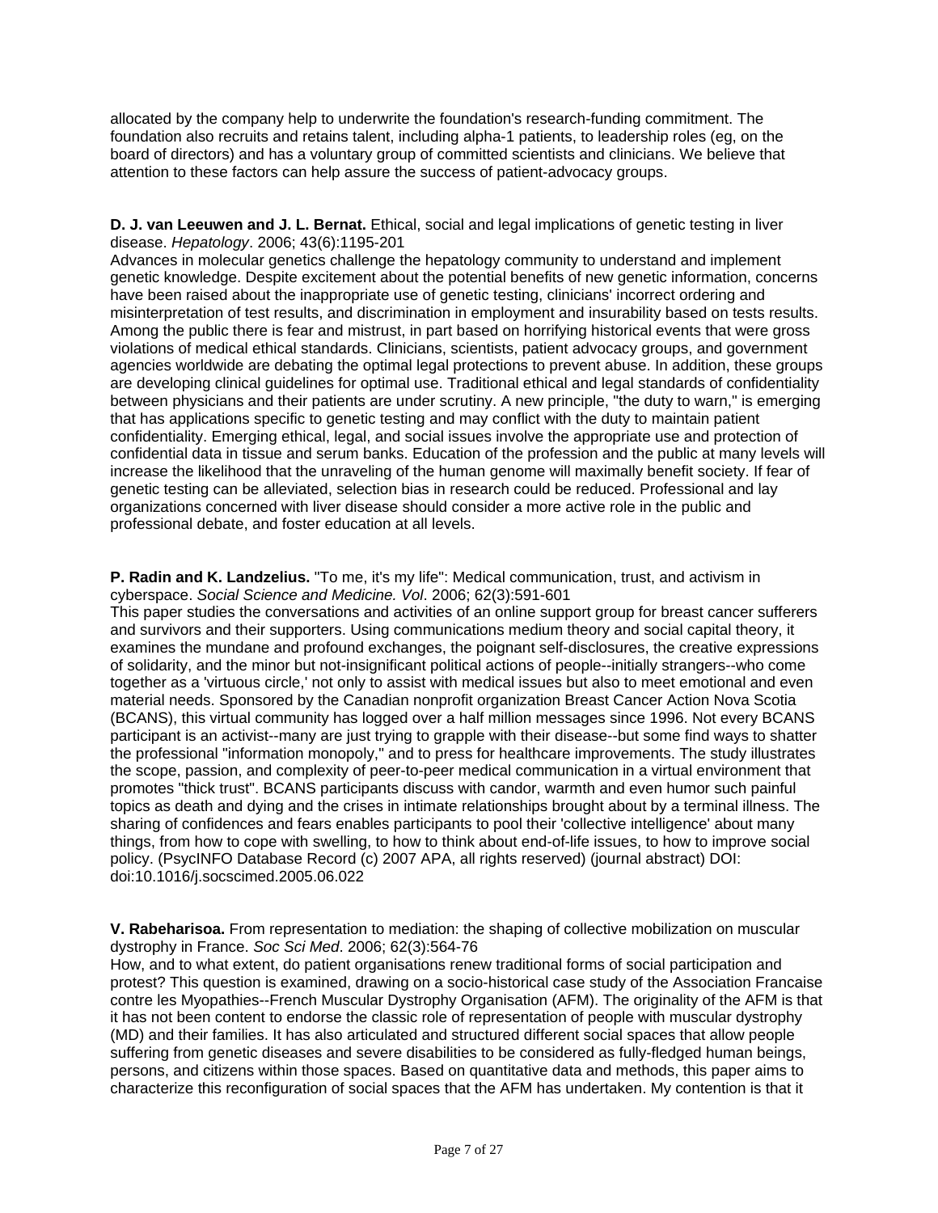allocated by the company help to underwrite the foundation's research-funding commitment. The foundation also recruits and retains talent, including alpha-1 patients, to leadership roles (eg, on the board of directors) and has a voluntary group of committed scientists and clinicians. We believe that attention to these factors can help assure the success of patient-advocacy groups.

**D. J. van Leeuwen and J. L. Bernat.** Ethical, social and legal implications of genetic testing in liver disease. *Hepatology*. 2006; 43(6):1195-201
Advances in molecular genetics challenge the hepatology community to understand and implement genetic knowledge. Despite excitement about the potential benefits of new genetic information, concerns have been raised about the inappropriate use of genetic testing, clinicians' incorrect ordering and misinterpretation of test results, and discrimination in employment and insurability based on tests results. Among the public there is fear and mistrust, in part based on horrifying historical events that were gross violations of medical ethical standards. Clinicians, scientists, patient advocacy groups, and government agencies worldwide are debating the optimal legal protections to prevent abuse. In addition, these groups are developing clinical guidelines for optimal use. Traditional ethical and legal standards of confidentiality between physicians and their patients are under scrutiny. A new principle, "the duty to warn," is emerging that has applications specific to genetic testing and may conflict with the duty to maintain patient confidentiality. Emerging ethical, legal, and social issues involve the appropriate use and protection of confidential data in tissue and serum banks. Education of the profession and the public at many levels will increase the likelihood that the unraveling of the human genome will maximally benefit society. If fear of genetic testing can be alleviated, selection bias in research could be reduced. Professional and lay organizations concerned with liver disease should consider a more active role in the public and professional debate, and foster education at all levels.

**P. Radin and K. Landzelius.** "To me, it's my life": Medical communication, trust, and activism in cyberspace. *Social Science and Medicine. Vol*. 2006; 62(3):591-601
This paper studies the conversations and activities of an online support group for breast cancer sufferers and survivors and their supporters. Using communications medium theory and social capital theory, it examines the mundane and profound exchanges, the poignant self-disclosures, the creative expressions of solidarity, and the minor but not-insignificant political actions of people--initially strangers--who come together as a 'virtuous circle,' not only to assist with medical issues but also to meet emotional and even material needs. Sponsored by the Canadian nonprofit organization Breast Cancer Action Nova Scotia (BCANS), this virtual community has logged over a half million messages since 1996. Not every BCANS participant is an activist--many are just trying to grapple with their disease--but some find ways to shatter the professional "information monopoly," and to press for healthcare improvements. The study illustrates the scope, passion, and complexity of peer-to-peer medical communication in a virtual environment that promotes "thick trust". BCANS participants discuss with candor, warmth and even humor such painful topics as death and dying and the crises in intimate relationships brought about by a terminal illness. The sharing of confidences and fears enables participants to pool their 'collective intelligence' about many things, from how to cope with swelling, to how to think about end-of-life issues, to how to improve social policy. (PsycINFO Database Record (c) 2007 APA, all rights reserved) (journal abstract) DOI: doi:10.1016/j.socscimed.2005.06.022

**V. Rabeharisoa.** From representation to mediation: the shaping of collective mobilization on muscular dystrophy in France. *Soc Sci Med*. 2006; 62(3):564-76
How, and to what extent, do patient organisations renew traditional forms of social participation and protest? This question is examined, drawing on a socio-historical case study of the Association Francaise contre les Myopathies--French Muscular Dystrophy Organisation (AFM). The originality of the AFM is that it has not been content to endorse the classic role of representation of people with muscular dystrophy (MD) and their families. It has also articulated and structured different social spaces that allow people suffering from genetic diseases and severe disabilities to be considered as fully-fledged human beings, persons, and citizens within those spaces. Based on quantitative data and methods, this paper aims to characterize this reconfiguration of social spaces that the AFM has undertaken. My contention is that it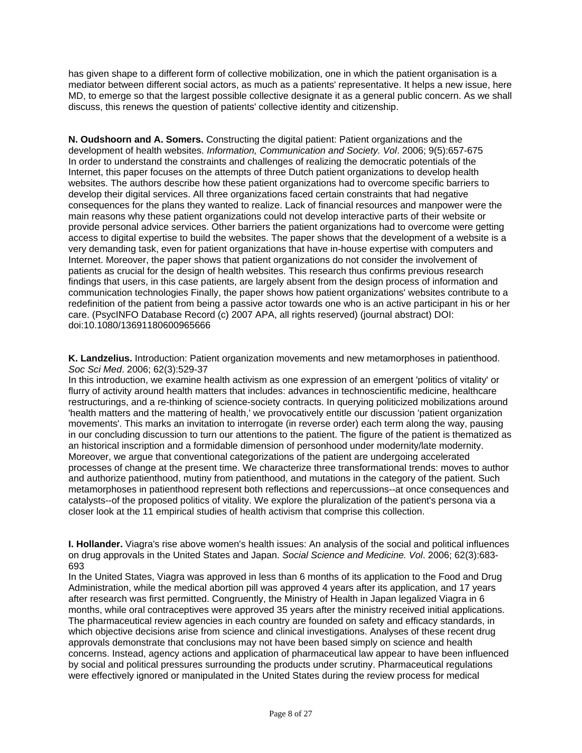has given shape to a different form of collective mobilization, one in which the patient organisation is a mediator between different social actors, as much as a patients' representative. It helps a new issue, here MD, to emerge so that the largest possible collective designate it as a general public concern. As we shall discuss, this renews the question of patients' collective identity and citizenship.

**N. Oudshoorn and A. Somers.** Constructing the digital patient: Patient organizations and the development of health websites. *Information, Communication and Society. Vol*. 2006; 9(5):657-675
In order to understand the constraints and challenges of realizing the democratic potentials of the Internet, this paper focuses on the attempts of three Dutch patient organizations to develop health websites. The authors describe how these patient organizations had to overcome specific barriers to develop their digital services. All three organizations faced certain constraints that had negative consequences for the plans they wanted to realize. Lack of financial resources and manpower were the main reasons why these patient organizations could not develop interactive parts of their website or provide personal advice services. Other barriers the patient organizations had to overcome were getting access to digital expertise to build the websites. The paper shows that the development of a website is a very demanding task, even for patient organizations that have in-house expertise with computers and Internet. Moreover, the paper shows that patient organizations do not consider the involvement of patients as crucial for the design of health websites. This research thus confirms previous research findings that users, in this case patients, are largely absent from the design process of information and communication technologies Finally, the paper shows how patient organizations' websites contribute to a redefinition of the patient from being a passive actor towards one who is an active participant in his or her care. (PsycINFO Database Record (c) 2007 APA, all rights reserved) (journal abstract) DOI: doi:10.1080/13691180600965666

**K. Landzelius.** Introduction: Patient organization movements and new metamorphoses in patienthood. *Soc Sci Med*. 2006; 62(3):529-37
In this introduction, we examine health activism as one expression of an emergent 'politics of vitality' or flurry of activity around health matters that includes: advances in technoscientific medicine, healthcare restructurings, and a re-thinking of science-society contracts. In querying politicized mobilizations around 'health matters and the mattering of health,' we provocatively entitle our discussion 'patient organization movements'. This marks an invitation to interrogate (in reverse order) each term along the way, pausing in our concluding discussion to turn our attentions to the patient. The figure of the patient is thematized as an historical inscription and a formidable dimension of personhood under modernity/late modernity. Moreover, we argue that conventional categorizations of the patient are undergoing accelerated processes of change at the present time. We characterize three transformational trends: moves to author and authorize patienthood, mutiny from patienthood, and mutations in the category of the patient. Such metamorphoses in patienthood represent both reflections and repercussions--at once consequences and catalysts--of the proposed politics of vitality. We explore the pluralization of the patient's persona via a closer look at the 11 empirical studies of health activism that comprise this collection.

**I. Hollander.** Viagra's rise above women's health issues: An analysis of the social and political influences on drug approvals in the United States and Japan. *Social Science and Medicine. Vol*. 2006; 62(3):683-693
In the United States, Viagra was approved in less than 6 months of its application to the Food and Drug Administration, while the medical abortion pill was approved 4 years after its application, and 17 years after research was first permitted. Congruently, the Ministry of Health in Japan legalized Viagra in 6 months, while oral contraceptives were approved 35 years after the ministry received initial applications. The pharmaceutical review agencies in each country are founded on safety and efficacy standards, in which objective decisions arise from science and clinical investigations. Analyses of these recent drug approvals demonstrate that conclusions may not have been based simply on science and health concerns. Instead, agency actions and application of pharmaceutical law appear to have been influenced by social and political pressures surrounding the products under scrutiny. Pharmaceutical regulations were effectively ignored or manipulated in the United States during the review process for medical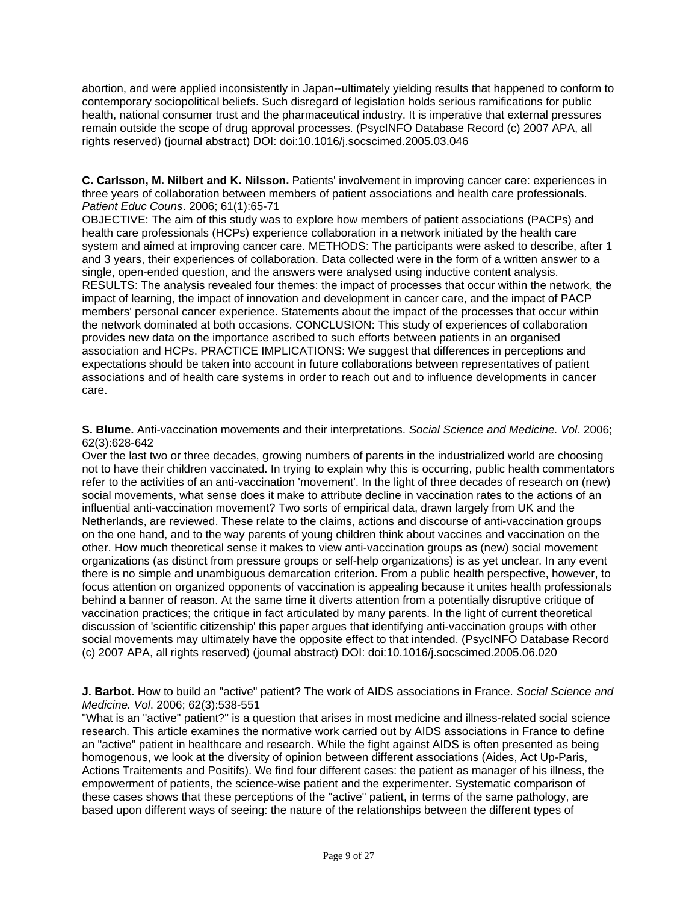abortion, and were applied inconsistently in Japan--ultimately yielding results that happened to conform to contemporary sociopolitical beliefs. Such disregard of legislation holds serious ramifications for public health, national consumer trust and the pharmaceutical industry. It is imperative that external pressures remain outside the scope of drug approval processes. (PsycINFO Database Record (c) 2007 APA, all rights reserved) (journal abstract) DOI: doi:10.1016/j.socscimed.2005.03.046

**C. Carlsson, M. Nilbert and K. Nilsson.** Patients' involvement in improving cancer care: experiences in three years of collaboration between members of patient associations and health care professionals. *Patient Educ Couns*. 2006; 61(1):65-71
OBJECTIVE: The aim of this study was to explore how members of patient associations (PACPs) and health care professionals (HCPs) experience collaboration in a network initiated by the health care system and aimed at improving cancer care. METHODS: The participants were asked to describe, after 1 and 3 years, their experiences of collaboration. Data collected were in the form of a written answer to a single, open-ended question, and the answers were analysed using inductive content analysis. RESULTS: The analysis revealed four themes: the impact of processes that occur within the network, the impact of learning, the impact of innovation and development in cancer care, and the impact of PACP members' personal cancer experience. Statements about the impact of the processes that occur within the network dominated at both occasions. CONCLUSION: This study of experiences of collaboration provides new data on the importance ascribed to such efforts between patients in an organised association and HCPs. PRACTICE IMPLICATIONS: We suggest that differences in perceptions and expectations should be taken into account in future collaborations between representatives of patient associations and of health care systems in order to reach out and to influence developments in cancer care.

**S. Blume.** Anti-vaccination movements and their interpretations. *Social Science and Medicine. Vol*. 2006; 62(3):628-642
Over the last two or three decades, growing numbers of parents in the industrialized world are choosing not to have their children vaccinated. In trying to explain why this is occurring, public health commentators refer to the activities of an anti-vaccination 'movement'. In the light of three decades of research on (new) social movements, what sense does it make to attribute decline in vaccination rates to the actions of an influential anti-vaccination movement? Two sorts of empirical data, drawn largely from UK and the Netherlands, are reviewed. These relate to the claims, actions and discourse of anti-vaccination groups on the one hand, and to the way parents of young children think about vaccines and vaccination on the other. How much theoretical sense it makes to view anti-vaccination groups as (new) social movement organizations (as distinct from pressure groups or self-help organizations) is as yet unclear. In any event there is no simple and unambiguous demarcation criterion. From a public health perspective, however, to focus attention on organized opponents of vaccination is appealing because it unites health professionals behind a banner of reason. At the same time it diverts attention from a potentially disruptive critique of vaccination practices; the critique in fact articulated by many parents. In the light of current theoretical discussion of 'scientific citizenship' this paper argues that identifying anti-vaccination groups with other social movements may ultimately have the opposite effect to that intended. (PsycINFO Database Record (c) 2007 APA, all rights reserved) (journal abstract) DOI: doi:10.1016/j.socscimed.2005.06.020

**J. Barbot.** How to build an "active" patient? The work of AIDS associations in France. *Social Science and Medicine. Vol*. 2006; 62(3):538-551
"What is an "active" patient?" is a question that arises in most medicine and illness-related social science research. This article examines the normative work carried out by AIDS associations in France to define an "active" patient in healthcare and research. While the fight against AIDS is often presented as being homogenous, we look at the diversity of opinion between different associations (Aides, Act Up-Paris, Actions Traitements and Positifs). We find four different cases: the patient as manager of his illness, the empowerment of patients, the science-wise patient and the experimenter. Systematic comparison of these cases shows that these perceptions of the "active" patient, in terms of the same pathology, are based upon different ways of seeing: the nature of the relationships between the different types of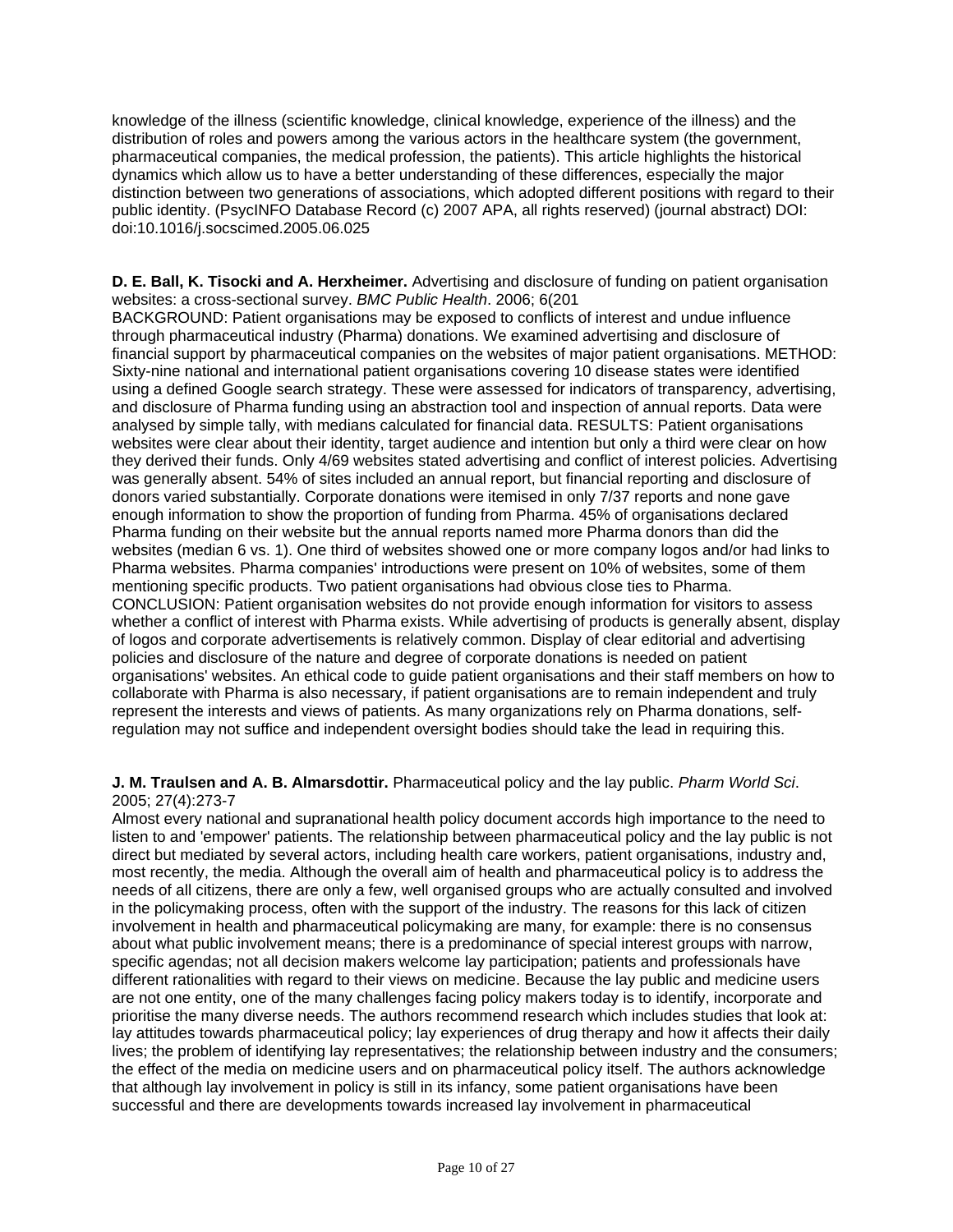knowledge of the illness (scientific knowledge, clinical knowledge, experience of the illness) and the distribution of roles and powers among the various actors in the healthcare system (the government, pharmaceutical companies, the medical profession, the patients). This article highlights the historical dynamics which allow us to have a better understanding of these differences, especially the major distinction between two generations of associations, which adopted different positions with regard to their public identity. (PsycINFO Database Record (c) 2007 APA, all rights reserved) (journal abstract) DOI: doi:10.1016/j.socscimed.2005.06.025

**D. E. Ball, K. Tisocki and A. Herxheimer.** Advertising and disclosure of funding on patient organisation websites: a cross-sectional survey. *BMC Public Health*. 2006; 6(201

BACKGROUND: Patient organisations may be exposed to conflicts of interest and undue influence through pharmaceutical industry (Pharma) donations. We examined advertising and disclosure of financial support by pharmaceutical companies on the websites of major patient organisations. METHOD: Sixty-nine national and international patient organisations covering 10 disease states were identified using a defined Google search strategy. These were assessed for indicators of transparency, advertising, and disclosure of Pharma funding using an abstraction tool and inspection of annual reports. Data were analysed by simple tally, with medians calculated for financial data. RESULTS: Patient organisations websites were clear about their identity, target audience and intention but only a third were clear on how they derived their funds. Only 4/69 websites stated advertising and conflict of interest policies. Advertising was generally absent. 54% of sites included an annual report, but financial reporting and disclosure of donors varied substantially. Corporate donations were itemised in only 7/37 reports and none gave enough information to show the proportion of funding from Pharma. 45% of organisations declared Pharma funding on their website but the annual reports named more Pharma donors than did the websites (median 6 vs. 1). One third of websites showed one or more company logos and/or had links to Pharma websites. Pharma companies' introductions were present on 10% of websites, some of them mentioning specific products. Two patient organisations had obvious close ties to Pharma. CONCLUSION: Patient organisation websites do not provide enough information for visitors to assess whether a conflict of interest with Pharma exists. While advertising of products is generally absent, display of logos and corporate advertisements is relatively common. Display of clear editorial and advertising policies and disclosure of the nature and degree of corporate donations is needed on patient organisations' websites. An ethical code to guide patient organisations and their staff members on how to collaborate with Pharma is also necessary, if patient organisations are to remain independent and truly represent the interests and views of patients. As many organizations rely on Pharma donations, self-regulation may not suffice and independent oversight bodies should take the lead in requiring this.

**J. M. Traulsen and A. B. Almarsdottir.** Pharmaceutical policy and the lay public. *Pharm World Sci*. 2005; 27(4):273-7

Almost every national and supranational health policy document accords high importance to the need to listen to and 'empower' patients. The relationship between pharmaceutical policy and the lay public is not direct but mediated by several actors, including health care workers, patient organisations, industry and, most recently, the media. Although the overall aim of health and pharmaceutical policy is to address the needs of all citizens, there are only a few, well organised groups who are actually consulted and involved in the policymaking process, often with the support of the industry. The reasons for this lack of citizen involvement in health and pharmaceutical policymaking are many, for example: there is no consensus about what public involvement means; there is a predominance of special interest groups with narrow, specific agendas; not all decision makers welcome lay participation; patients and professionals have different rationalities with regard to their views on medicine. Because the lay public and medicine users are not one entity, one of the many challenges facing policy makers today is to identify, incorporate and prioritise the many diverse needs. The authors recommend research which includes studies that look at: lay attitudes towards pharmaceutical policy; lay experiences of drug therapy and how it affects their daily lives; the problem of identifying lay representatives; the relationship between industry and the consumers; the effect of the media on medicine users and on pharmaceutical policy itself. The authors acknowledge that although lay involvement in policy is still in its infancy, some patient organisations have been successful and there are developments towards increased lay involvement in pharmaceutical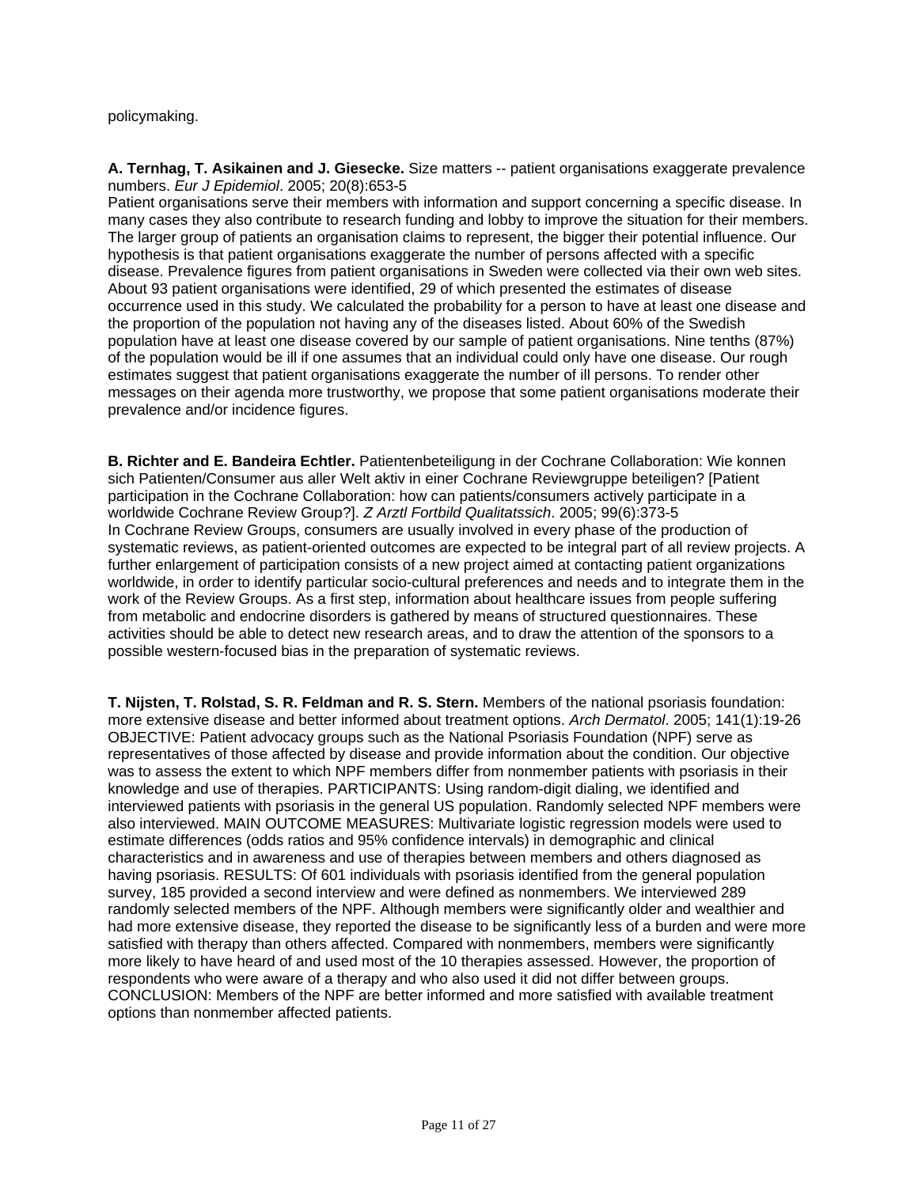policymaking.

**A. Ternhag, T. Asikainen and J. Giesecke.** Size matters -- patient organisations exaggerate prevalence numbers. *Eur J Epidemiol*. 2005; 20(8):653-5

Patient organisations serve their members with information and support concerning a specific disease. In many cases they also contribute to research funding and lobby to improve the situation for their members. The larger group of patients an organisation claims to represent, the bigger their potential influence. Our hypothesis is that patient organisations exaggerate the number of persons affected with a specific disease. Prevalence figures from patient organisations in Sweden were collected via their own web sites. About 93 patient organisations were identified, 29 of which presented the estimates of disease occurrence used in this study. We calculated the probability for a person to have at least one disease and the proportion of the population not having any of the diseases listed. About 60% of the Swedish population have at least one disease covered by our sample of patient organisations. Nine tenths (87%) of the population would be ill if one assumes that an individual could only have one disease. Our rough estimates suggest that patient organisations exaggerate the number of ill persons. To render other messages on their agenda more trustworthy, we propose that some patient organisations moderate their prevalence and/or incidence figures.

**B. Richter and E. Bandeira Echtler.** Patientenbeteiligung in der Cochrane Collaboration: Wie konnen sich Patienten/Consumer aus aller Welt aktiv in einer Cochrane Reviewgruppe beteiligen? [Patient participation in the Cochrane Collaboration: how can patients/consumers actively participate in a worldwide Cochrane Review Group?]. *Z Arztl Fortbild Qualitatssich*. 2005; 99(6):373-5

In Cochrane Review Groups, consumers are usually involved in every phase of the production of systematic reviews, as patient-oriented outcomes are expected to be integral part of all review projects. A further enlargement of participation consists of a new project aimed at contacting patient organizations worldwide, in order to identify particular socio-cultural preferences and needs and to integrate them in the work of the Review Groups. As a first step, information about healthcare issues from people suffering from metabolic and endocrine disorders is gathered by means of structured questionnaires. These activities should be able to detect new research areas, and to draw the attention of the sponsors to a possible western-focused bias in the preparation of systematic reviews.

**T. Nijsten, T. Rolstad, S. R. Feldman and R. S. Stern.** Members of the national psoriasis foundation: more extensive disease and better informed about treatment options. *Arch Dermatol*. 2005; 141(1):19-26

OBJECTIVE: Patient advocacy groups such as the National Psoriasis Foundation (NPF) serve as representatives of those affected by disease and provide information about the condition. Our objective was to assess the extent to which NPF members differ from nonmember patients with psoriasis in their knowledge and use of therapies. PARTICIPANTS: Using random-digit dialing, we identified and interviewed patients with psoriasis in the general US population. Randomly selected NPF members were also interviewed. MAIN OUTCOME MEASURES: Multivariate logistic regression models were used to estimate differences (odds ratios and 95% confidence intervals) in demographic and clinical characteristics and in awareness and use of therapies between members and others diagnosed as having psoriasis. RESULTS: Of 601 individuals with psoriasis identified from the general population survey, 185 provided a second interview and were defined as nonmembers. We interviewed 289 randomly selected members of the NPF. Although members were significantly older and wealthier and had more extensive disease, they reported the disease to be significantly less of a burden and were more satisfied with therapy than others affected. Compared with nonmembers, members were significantly more likely to have heard of and used most of the 10 therapies assessed. However, the proportion of respondents who were aware of a therapy and who also used it did not differ between groups. CONCLUSION: Members of the NPF are better informed and more satisfied with available treatment options than nonmember affected patients.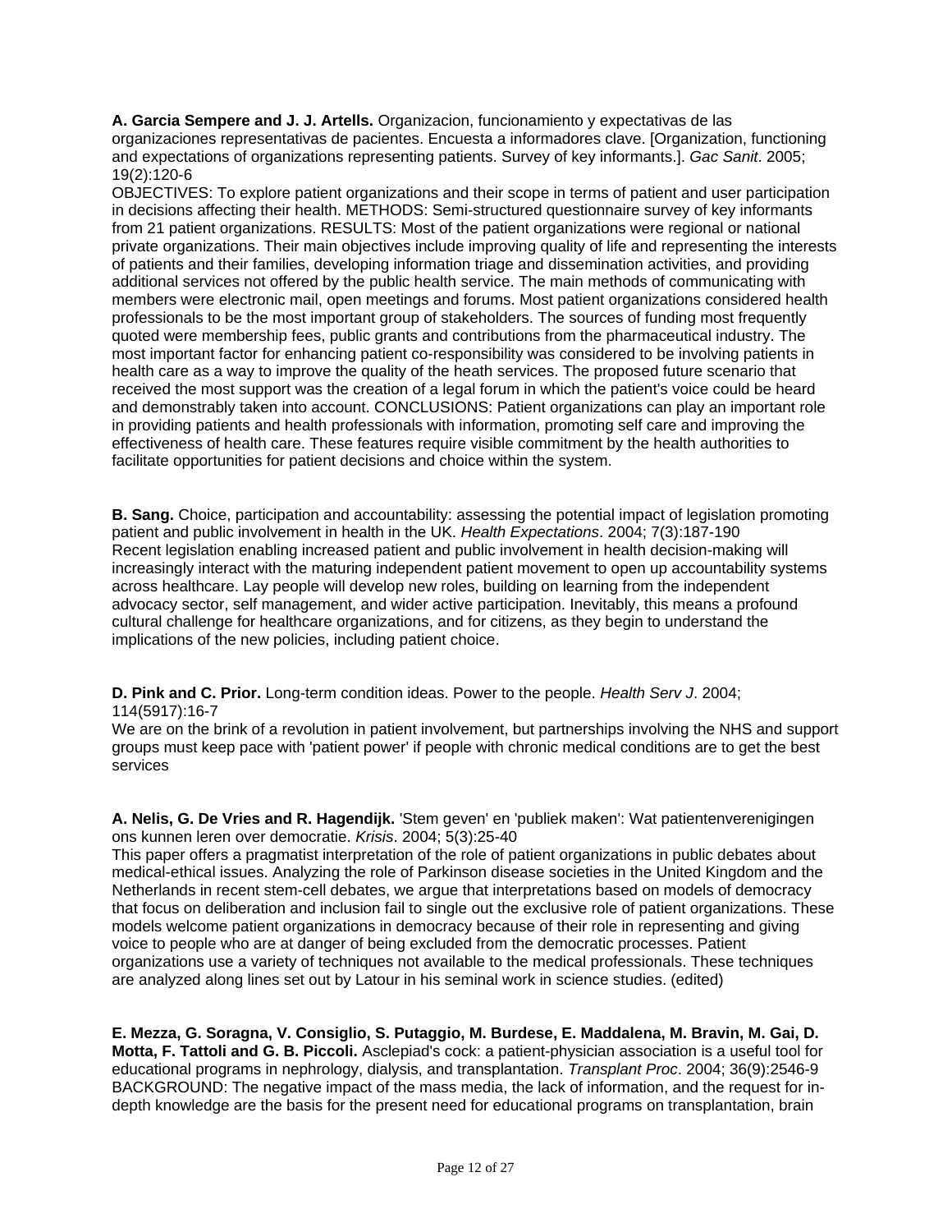**A. Garcia Sempere and J. J. Artells.** Organizacion, funcionamiento y expectativas de las organizaciones representativas de pacientes. Encuesta a informadores clave. [Organization, functioning and expectations of organizations representing patients. Survey of key informants.]. *Gac Sanit*. 2005; 19(2):120-6

OBJECTIVES: To explore patient organizations and their scope in terms of patient and user participation in decisions affecting their health. METHODS: Semi-structured questionnaire survey of key informants from 21 patient organizations. RESULTS: Most of the patient organizations were regional or national private organizations. Their main objectives include improving quality of life and representing the interests of patients and their families, developing information triage and dissemination activities, and providing additional services not offered by the public health service. The main methods of communicating with members were electronic mail, open meetings and forums. Most patient organizations considered health professionals to be the most important group of stakeholders. The sources of funding most frequently quoted were membership fees, public grants and contributions from the pharmaceutical industry. The most important factor for enhancing patient co-responsibility was considered to be involving patients in health care as a way to improve the quality of the heath services. The proposed future scenario that received the most support was the creation of a legal forum in which the patient's voice could be heard and demonstrably taken into account. CONCLUSIONS: Patient organizations can play an important role in providing patients and health professionals with information, promoting self care and improving the effectiveness of health care. These features require visible commitment by the health authorities to facilitate opportunities for patient decisions and choice within the system.

**B. Sang.** Choice, participation and accountability: assessing the potential impact of legislation promoting patient and public involvement in health in the UK. *Health Expectations*. 2004; 7(3):187-190

Recent legislation enabling increased patient and public involvement in health decision-making will increasingly interact with the maturing independent patient movement to open up accountability systems across healthcare. Lay people will develop new roles, building on learning from the independent advocacy sector, self management, and wider active participation. Inevitably, this means a profound cultural challenge for healthcare organizations, and for citizens, as they begin to understand the implications of the new policies, including patient choice.

**D. Pink and C. Prior.** Long-term condition ideas. Power to the people. *Health Serv J*. 2004; 114(5917):16-7

We are on the brink of a revolution in patient involvement, but partnerships involving the NHS and support groups must keep pace with 'patient power' if people with chronic medical conditions are to get the best services

**A. Nelis, G. De Vries and R. Hagendijk.** 'Stem geven' en 'publiek maken': Wat patientenverenigingen ons kunnen leren over democratie. *Krisis*. 2004; 5(3):25-40

This paper offers a pragmatist interpretation of the role of patient organizations in public debates about medical-ethical issues. Analyzing the role of Parkinson disease societies in the United Kingdom and the Netherlands in recent stem-cell debates, we argue that interpretations based on models of democracy that focus on deliberation and inclusion fail to single out the exclusive role of patient organizations. These models welcome patient organizations in democracy because of their role in representing and giving voice to people who are at danger of being excluded from the democratic processes. Patient organizations use a variety of techniques not available to the medical professionals. These techniques are analyzed along lines set out by Latour in his seminal work in science studies. (edited)

**E. Mezza, G. Soragna, V. Consiglio, S. Putaggio, M. Burdese, E. Maddalena, M. Bravin, M. Gai, D. Motta, F. Tattoli and G. B. Piccoli.** Asclepiad's cock: a patient-physician association is a useful tool for educational programs in nephrology, dialysis, and transplantation. *Transplant Proc*. 2004; 36(9):2546-9

BACKGROUND: The negative impact of the mass media, the lack of information, and the request for in-depth knowledge are the basis for the present need for educational programs on transplantation, brain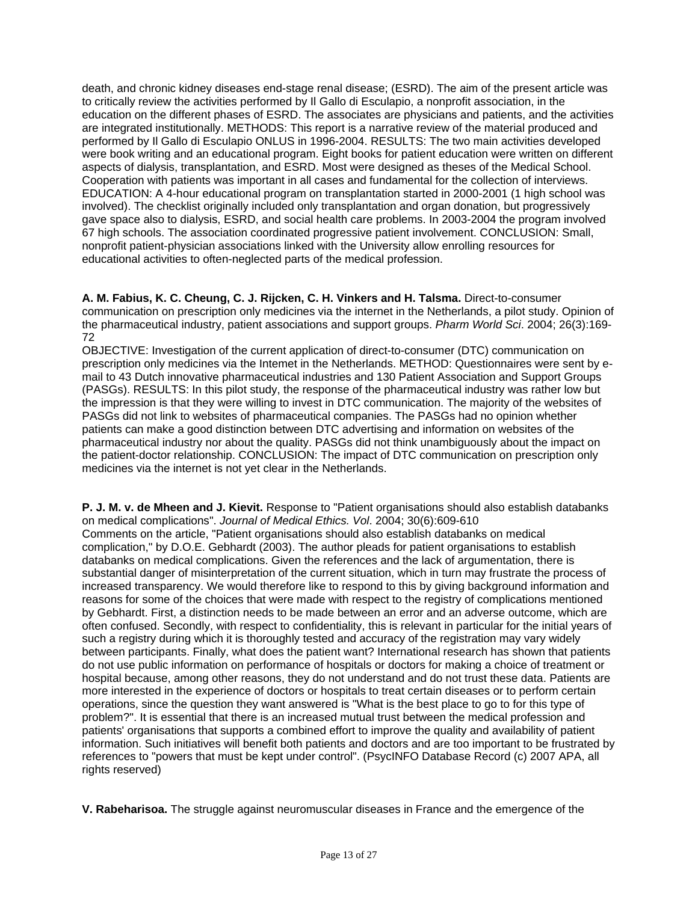death, and chronic kidney diseases end-stage renal disease; (ESRD). The aim of the present article was to critically review the activities performed by Il Gallo di Esculapio, a nonprofit association, in the education on the different phases of ESRD. The associates are physicians and patients, and the activities are integrated institutionally. METHODS: This report is a narrative review of the material produced and performed by Il Gallo di Esculapio ONLUS in 1996-2004. RESULTS: The two main activities developed were book writing and an educational program. Eight books for patient education were written on different aspects of dialysis, transplantation, and ESRD. Most were designed as theses of the Medical School. Cooperation with patients was important in all cases and fundamental for the collection of interviews. EDUCATION: A 4-hour educational program on transplantation started in 2000-2001 (1 high school was involved). The checklist originally included only transplantation and organ donation, but progressively gave space also to dialysis, ESRD, and social health care problems. In 2003-2004 the program involved 67 high schools. The association coordinated progressive patient involvement. CONCLUSION: Small, nonprofit patient-physician associations linked with the University allow enrolling resources for educational activities to often-neglected parts of the medical profession.

**A. M. Fabius, K. C. Cheung, C. J. Rijcken, C. H. Vinkers and H. Talsma.** Direct-to-consumer communication on prescription only medicines via the internet in the Netherlands, a pilot study. Opinion of the pharmaceutical industry, patient associations and support groups. *Pharm World Sci*. 2004; 26(3):169-72

OBJECTIVE: Investigation of the current application of direct-to-consumer (DTC) communication on prescription only medicines via the Intemet in the Netherlands. METHOD: Questionnaires were sent by e-mail to 43 Dutch innovative pharmaceutical industries and 130 Patient Association and Support Groups (PASGs). RESULTS: In this pilot study, the response of the pharmaceutical industry was rather low but the impression is that they were willing to invest in DTC communication. The majority of the websites of PASGs did not link to websites of pharmaceutical companies. The PASGs had no opinion whether patients can make a good distinction between DTC advertising and information on websites of the pharmaceutical industry nor about the quality. PASGs did not think unambiguously about the impact on the patient-doctor relationship. CONCLUSION: The impact of DTC communication on prescription only medicines via the internet is not yet clear in the Netherlands.

**P. J. M. v. de Mheen and J. Kievit.** Response to "Patient organisations should also establish databanks on medical complications". *Journal of Medical Ethics. Vol*. 2004; 30(6):609-610

Comments on the article, "Patient organisations should also establish databanks on medical complication," by D.O.E. Gebhardt (2003). The author pleads for patient organisations to establish databanks on medical complications. Given the references and the lack of argumentation, there is substantial danger of misinterpretation of the current situation, which in turn may frustrate the process of increased transparency. We would therefore like to respond to this by giving background information and reasons for some of the choices that were made with respect to the registry of complications mentioned by Gebhardt. First, a distinction needs to be made between an error and an adverse outcome, which are often confused. Secondly, with respect to confidentiality, this is relevant in particular for the initial years of such a registry during which it is thoroughly tested and accuracy of the registration may vary widely between participants. Finally, what does the patient want? International research has shown that patients do not use public information on performance of hospitals or doctors for making a choice of treatment or hospital because, among other reasons, they do not understand and do not trust these data. Patients are more interested in the experience of doctors or hospitals to treat certain diseases or to perform certain operations, since the question they want answered is "What is the best place to go to for this type of problem?". It is essential that there is an increased mutual trust between the medical profession and patients' organisations that supports a combined effort to improve the quality and availability of patient information. Such initiatives will benefit both patients and doctors and are too important to be frustrated by references to "powers that must be kept under control". (PsycINFO Database Record (c) 2007 APA, all rights reserved)

**V. Rabeharisoa.** The struggle against neuromuscular diseases in France and the emergence of the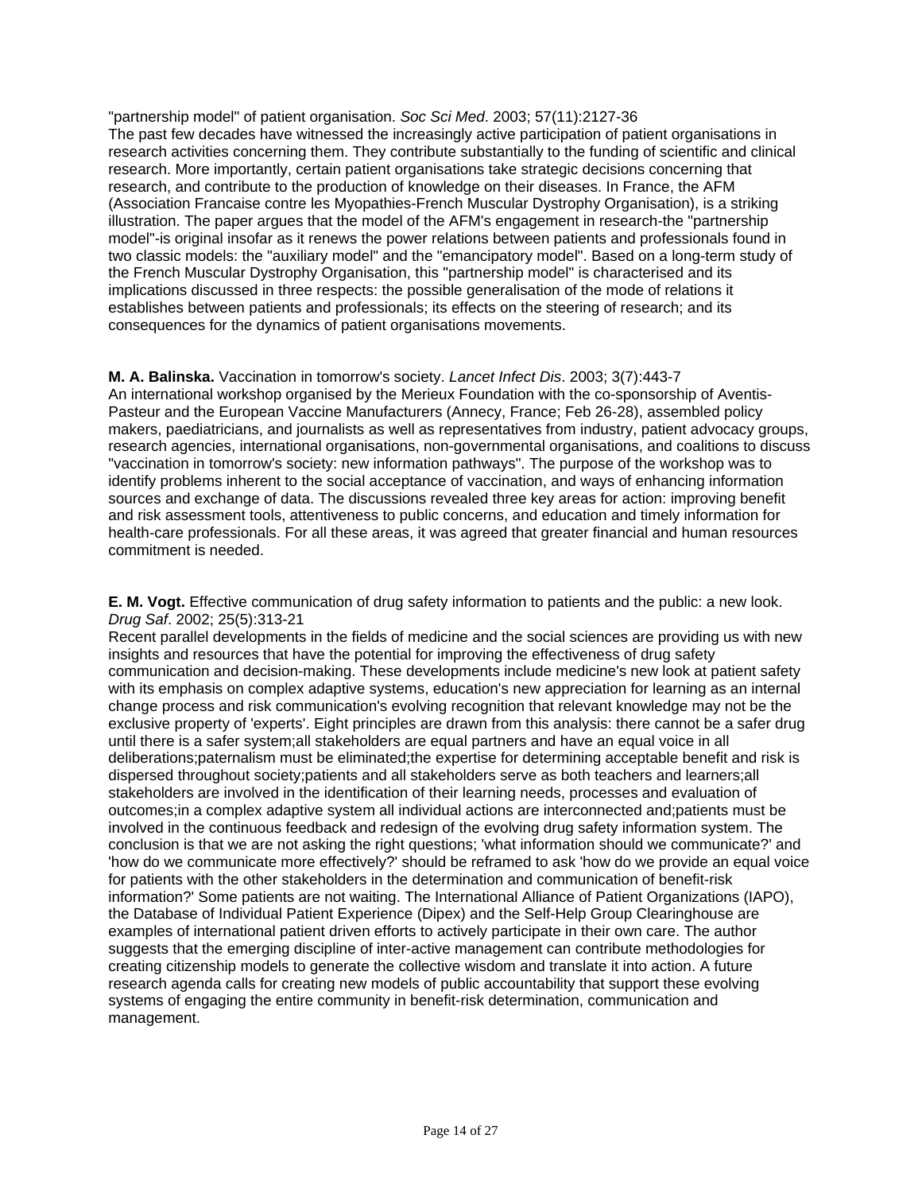"partnership model" of patient organisation. *Soc Sci Med*. 2003; 57(11):2127-36
The past few decades have witnessed the increasingly active participation of patient organisations in research activities concerning them. They contribute substantially to the funding of scientific and clinical research. More importantly, certain patient organisations take strategic decisions concerning that research, and contribute to the production of knowledge on their diseases. In France, the AFM (Association Francaise contre les Myopathies-French Muscular Dystrophy Organisation), is a striking illustration. The paper argues that the model of the AFM's engagement in research-the "partnership model"-is original insofar as it renews the power relations between patients and professionals found in two classic models: the "auxiliary model" and the "emancipatory model". Based on a long-term study of the French Muscular Dystrophy Organisation, this "partnership model" is characterised and its implications discussed in three respects: the possible generalisation of the mode of relations it establishes between patients and professionals; its effects on the steering of research; and its consequences for the dynamics of patient organisations movements.

**M. A. Balinska.** Vaccination in tomorrow's society. *Lancet Infect Dis*. 2003; 3(7):443-7
An international workshop organised by the Merieux Foundation with the co-sponsorship of Aventis-Pasteur and the European Vaccine Manufacturers (Annecy, France; Feb 26-28), assembled policy makers, paediatricians, and journalists as well as representatives from industry, patient advocacy groups, research agencies, international organisations, non-governmental organisations, and coalitions to discuss "vaccination in tomorrow's society: new information pathways". The purpose of the workshop was to identify problems inherent to the social acceptance of vaccination, and ways of enhancing information sources and exchange of data. The discussions revealed three key areas for action: improving benefit and risk assessment tools, attentiveness to public concerns, and education and timely information for health-care professionals. For all these areas, it was agreed that greater financial and human resources commitment is needed.

**E. M. Vogt.** Effective communication of drug safety information to patients and the public: a new look. *Drug Saf*. 2002; 25(5):313-21
Recent parallel developments in the fields of medicine and the social sciences are providing us with new insights and resources that have the potential for improving the effectiveness of drug safety communication and decision-making. These developments include medicine's new look at patient safety with its emphasis on complex adaptive systems, education's new appreciation for learning as an internal change process and risk communication's evolving recognition that relevant knowledge may not be the exclusive property of 'experts'. Eight principles are drawn from this analysis: there cannot be a safer drug until there is a safer system;all stakeholders are equal partners and have an equal voice in all deliberations;paternalism must be eliminated;the expertise for determining acceptable benefit and risk is dispersed throughout society;patients and all stakeholders serve as both teachers and learners;all stakeholders are involved in the identification of their learning needs, processes and evaluation of outcomes;in a complex adaptive system all individual actions are interconnected and;patients must be involved in the continuous feedback and redesign of the evolving drug safety information system. The conclusion is that we are not asking the right questions; 'what information should we communicate?' and 'how do we communicate more effectively?' should be reframed to ask 'how do we provide an equal voice for patients with the other stakeholders in the determination and communication of benefit-risk information?' Some patients are not waiting. The International Alliance of Patient Organizations (IAPO), the Database of Individual Patient Experience (Dipex) and the Self-Help Group Clearinghouse are examples of international patient driven efforts to actively participate in their own care. The author suggests that the emerging discipline of inter-active management can contribute methodologies for creating citizenship models to generate the collective wisdom and translate it into action. A future research agenda calls for creating new models of public accountability that support these evolving systems of engaging the entire community in benefit-risk determination, communication and management.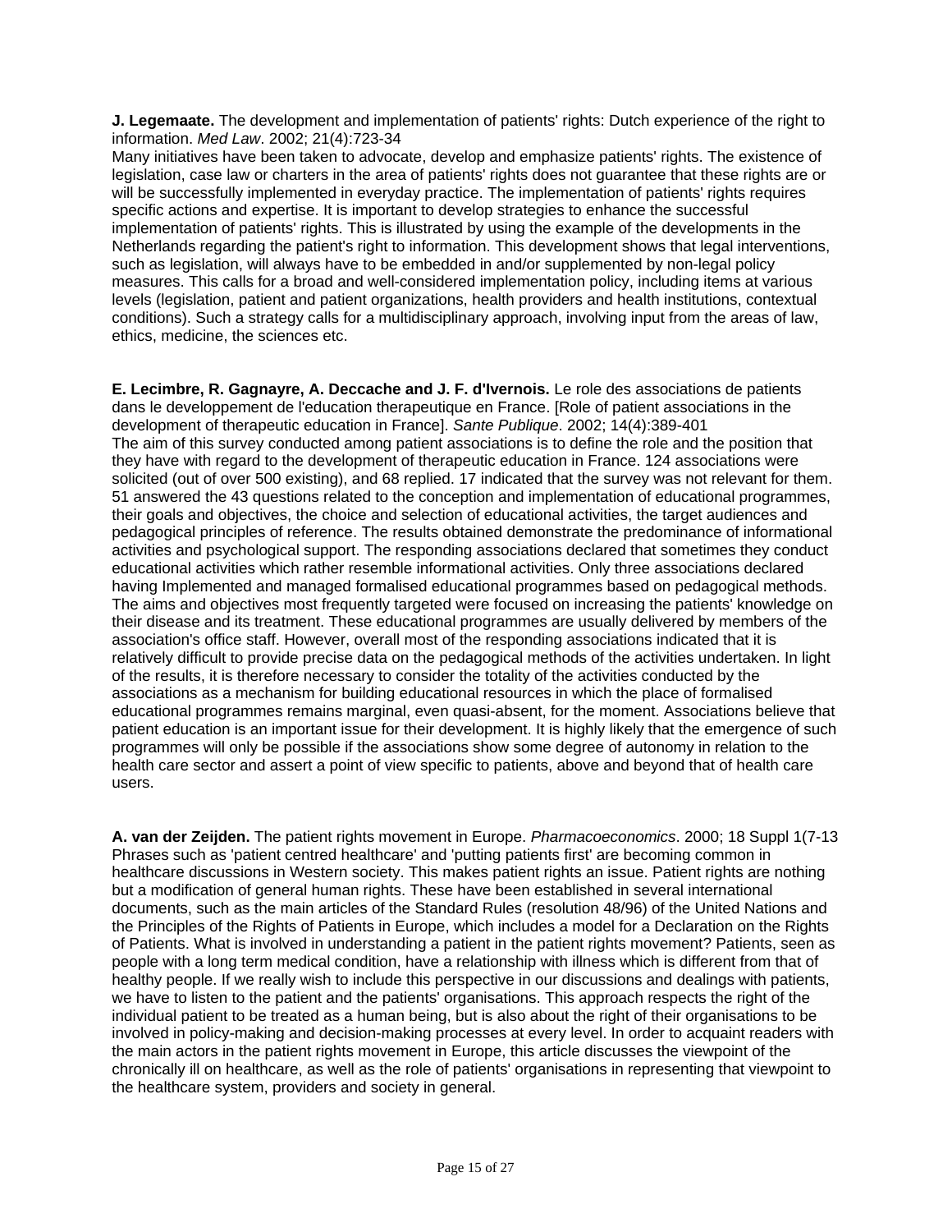**J. Legemaate.** The development and implementation of patients' rights: Dutch experience of the right to information. *Med Law*. 2002; 21(4):723-34

Many initiatives have been taken to advocate, develop and emphasize patients' rights. The existence of legislation, case law or charters in the area of patients' rights does not guarantee that these rights are or will be successfully implemented in everyday practice. The implementation of patients' rights requires specific actions and expertise. It is important to develop strategies to enhance the successful implementation of patients' rights. This is illustrated by using the example of the developments in the Netherlands regarding the patient's right to information. This development shows that legal interventions, such as legislation, will always have to be embedded in and/or supplemented by non-legal policy measures. This calls for a broad and well-considered implementation policy, including items at various levels (legislation, patient and patient organizations, health providers and health institutions, contextual conditions). Such a strategy calls for a multidisciplinary approach, involving input from the areas of law, ethics, medicine, the sciences etc.

**E. Lecimbre, R. Gagnayre, A. Deccache and J. F. d'Ivernois.** Le role des associations de patients dans le developpement de l'education therapeutique en France. [Role of patient associations in the development of therapeutic education in France]. *Sante Publique*. 2002; 14(4):389-401

The aim of this survey conducted among patient associations is to define the role and the position that they have with regard to the development of therapeutic education in France. 124 associations were solicited (out of over 500 existing), and 68 replied. 17 indicated that the survey was not relevant for them. 51 answered the 43 questions related to the conception and implementation of educational programmes, their goals and objectives, the choice and selection of educational activities, the target audiences and pedagogical principles of reference. The results obtained demonstrate the predominance of informational activities and psychological support. The responding associations declared that sometimes they conduct educational activities which rather resemble informational activities. Only three associations declared having Implemented and managed formalised educational programmes based on pedagogical methods. The aims and objectives most frequently targeted were focused on increasing the patients' knowledge on their disease and its treatment. These educational programmes are usually delivered by members of the association's office staff. However, overall most of the responding associations indicated that it is relatively difficult to provide precise data on the pedagogical methods of the activities undertaken. In light of the results, it is therefore necessary to consider the totality of the activities conducted by the associations as a mechanism for building educational resources in which the place of formalised educational programmes remains marginal, even quasi-absent, for the moment. Associations believe that patient education is an important issue for their development. It is highly likely that the emergence of such programmes will only be possible if the associations show some degree of autonomy in relation to the health care sector and assert a point of view specific to patients, above and beyond that of health care users.

**A. van der Zeijden.** The patient rights movement in Europe. *Pharmacoeconomics*. 2000; 18 Suppl 1(7-13

Phrases such as 'patient centred healthcare' and 'putting patients first' are becoming common in healthcare discussions in Western society. This makes patient rights an issue. Patient rights are nothing but a modification of general human rights. These have been established in several international documents, such as the main articles of the Standard Rules (resolution 48/96) of the United Nations and the Principles of the Rights of Patients in Europe, which includes a model for a Declaration on the Rights of Patients. What is involved in understanding a patient in the patient rights movement? Patients, seen as people with a long term medical condition, have a relationship with illness which is different from that of healthy people. If we really wish to include this perspective in our discussions and dealings with patients, we have to listen to the patient and the patients' organisations. This approach respects the right of the individual patient to be treated as a human being, but is also about the right of their organisations to be involved in policy-making and decision-making processes at every level. In order to acquaint readers with the main actors in the patient rights movement in Europe, this article discusses the viewpoint of the chronically ill on healthcare, as well as the role of patients' organisations in representing that viewpoint to the healthcare system, providers and society in general.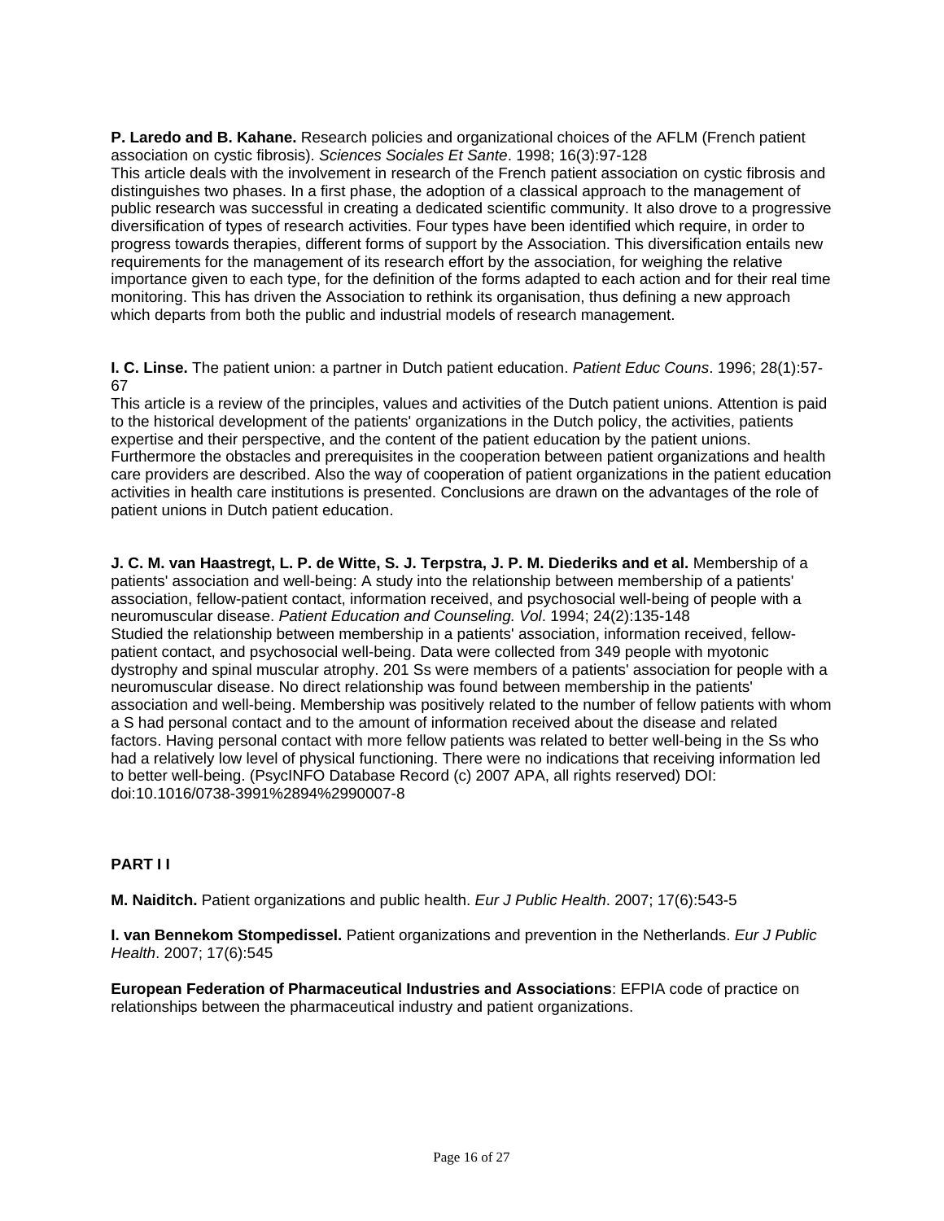**P. Laredo and B. Kahane.** Research policies and organizational choices of the AFLM (French patient association on cystic fibrosis). *Sciences Sociales Et Sante*. 1998; 16(3):97-128
This article deals with the involvement in research of the French patient association on cystic fibrosis and distinguishes two phases. In a first phase, the adoption of a classical approach to the management of public research was successful in creating a dedicated scientific community. It also drove to a progressive diversification of types of research activities. Four types have been identified which require, in order to progress towards therapies, different forms of support by the Association. This diversification entails new requirements for the management of its research effort by the association, for weighing the relative importance given to each type, for the definition of the forms adapted to each action and for their real time monitoring. This has driven the Association to rethink its organisation, thus defining a new approach which departs from both the public and industrial models of research management.

**I. C. Linse.** The patient union: a partner in Dutch patient education. *Patient Educ Couns*. 1996; 28(1):57-67
This article is a review of the principles, values and activities of the Dutch patient unions. Attention is paid to the historical development of the patients' organizations in the Dutch policy, the activities, patients expertise and their perspective, and the content of the patient education by the patient unions. Furthermore the obstacles and prerequisites in the cooperation between patient organizations and health care providers are described. Also the way of cooperation of patient organizations in the patient education activities in health care institutions is presented. Conclusions are drawn on the advantages of the role of patient unions in Dutch patient education.

**J. C. M. van Haastregt, L. P. de Witte, S. J. Terpstra, J. P. M. Diederiks and et al.** Membership of a patients' association and well-being: A study into the relationship between membership of a patients' association, fellow-patient contact, information received, and psychosocial well-being of people with a neuromuscular disease. *Patient Education and Counseling. Vol*. 1994; 24(2):135-148
Studied the relationship between membership in a patients' association, information received, fellow-patient contact, and psychosocial well-being. Data were collected from 349 people with myotonic dystrophy and spinal muscular atrophy. 201 Ss were members of a patients' association for people with a neuromuscular disease. No direct relationship was found between membership in the patients' association and well-being. Membership was positively related to the number of fellow patients with whom a S had personal contact and to the amount of information received about the disease and related factors. Having personal contact with more fellow patients was related to better well-being in the Ss who had a relatively low level of physical functioning. There were no indications that receiving information led to better well-being. (PsycINFO Database Record (c) 2007 APA, all rights reserved) DOI: doi:10.1016/0738-3991%2894%2990007-8

**PART I I**

**M. Naiditch.** Patient organizations and public health. *Eur J Public Health*. 2007; 17(6):543-5

**I. van Bennekom Stompedissel.** Patient organizations and prevention in the Netherlands. *Eur J Public Health*. 2007; 17(6):545

**European Federation of Pharmaceutical Industries and Associations**: EFPIA code of practice on relationships between the pharmaceutical industry and patient organizations.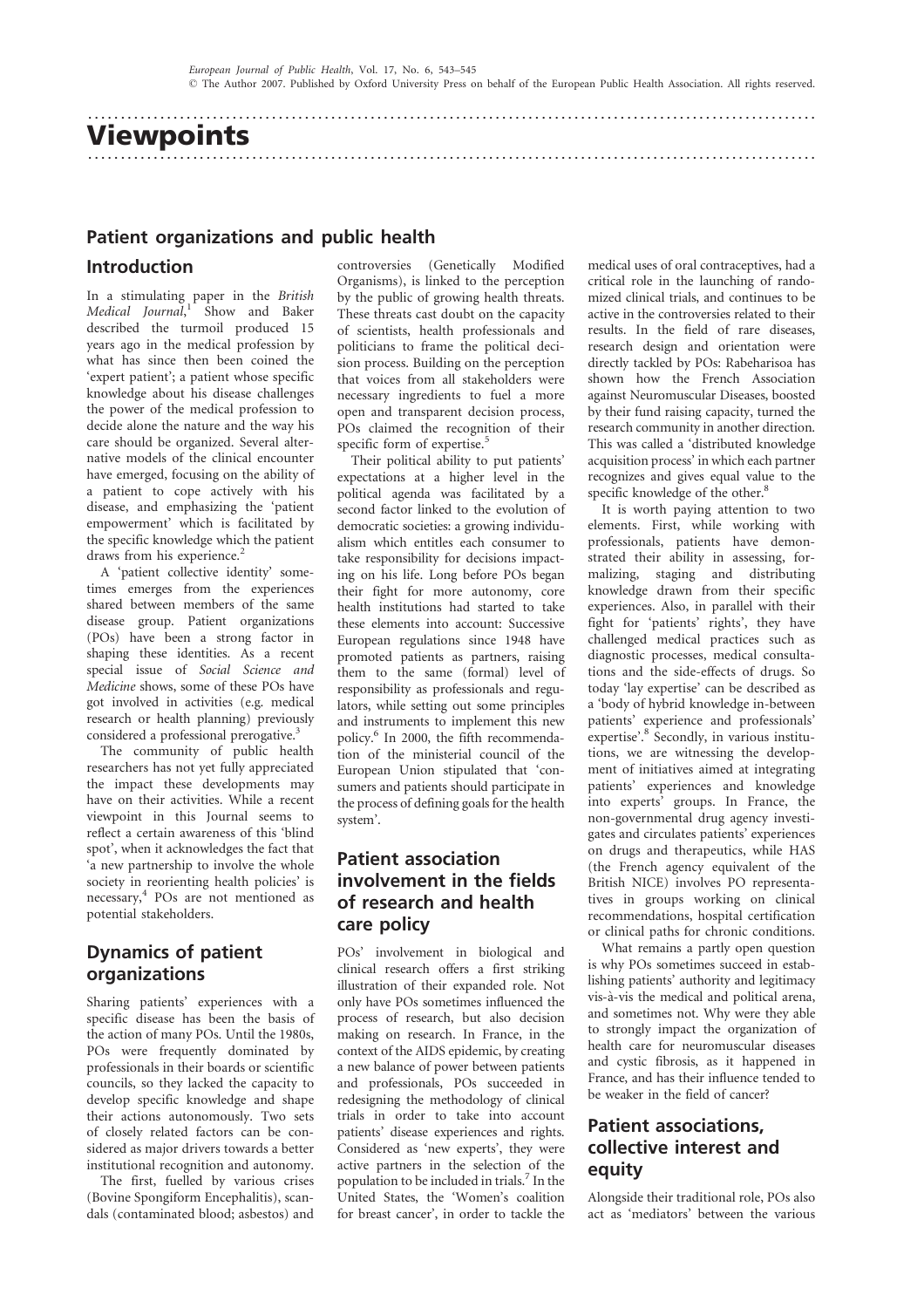# Viewpoints

## Patient organizations and public health

### Introduction

In a stimulating paper in the *British Medical Journal*,[1] Show and Baker described the turmoil produced 15 years ago in the medical profession by what has since then been coined the 'expert patient'; a patient whose specific knowledge about his disease challenges the power of the medical profession to decide alone the nature and the way his care should be organized. Several alternative models of the clinical encounter have emerged, focusing on the ability of a patient to cope actively with his disease, and emphasizing the 'patient empowerment' which is facilitated by the specific knowledge which the patient draws from his experience.[2]

A 'patient collective identity' sometimes emerges from the experiences shared between members of the same disease group. Patient organizations (POs) have been a strong factor in shaping these identities. As a recent special issue of *Social Science and Medicine* shows, some of these POs have got involved in activities (e.g. medical research or health planning) previously considered a professional prerogative.[3]

The community of public health researchers has not yet fully appreciated the impact these developments may have on their activities. While a recent viewpoint in this Journal seems to reflect a certain awareness of this 'blind spot', when it acknowledges the fact that 'a new partnership to involve the whole society in reorienting health policies' is necessary,[4] POs are not mentioned as potential stakeholders.

### Dynamics of patient organizations

Sharing patients' experiences with a specific disease has been the basis of the action of many POs. Until the 1980s, POs were frequently dominated by professionals in their boards or scientific councils, so they lacked the capacity to develop specific knowledge and shape their actions autonomously. Two sets of closely related factors can be considered as major drivers towards a better institutional recognition and autonomy.

The first, fuelled by various crises (Bovine Spongiform Encephalitis), scandals (contaminated blood; asbestos) and controversies (Genetically Modified Organisms), is linked to the perception by the public of growing health threats. These threats cast doubt on the capacity of scientists, health professionals and politicians to frame the political decision process. Building on the perception that voices from all stakeholders were necessary ingredients to fuel a more open and transparent decision process, POs claimed the recognition of their specific form of expertise.[5]

Their political ability to put patients' expectations at a higher level in the political agenda was facilitated by a second factor linked to the evolution of democratic societies: a growing individualism which entitles each consumer to take responsibility for decisions impacting on his life. Long before POs began their fight for more autonomy, core health institutions had started to take these elements into account: Successive European regulations since 1948 have promoted patients as partners, raising them to the same (formal) level of responsibility as professionals and regulators, while setting out some principles and instruments to implement this new policy.[6] In 2000, the fifth recommendation of the ministerial council of the European Union stipulated that 'consumers and patients should participate in the process of defining goals for the health system'.

### Patient association involvement in the fields of research and health care policy

POs' involvement in biological and clinical research offers a first striking illustration of their expanded role. Not only have POs sometimes influenced the process of research, but also decision making on research. In France, in the context of the AIDS epidemic, by creating a new balance of power between patients and professionals, POs succeeded in redesigning the methodology of clinical trials in order to take into account patients' disease experiences and rights. Considered as 'new experts', they were active partners in the selection of the population to be included in trials.[7] In the United States, the 'Women's coalition for breast cancer', in order to tackle the medical uses of oral contraceptives, had a critical role in the launching of randomized clinical trials, and continues to be active in the controversies related to their results. In the field of rare diseases, research design and orientation were directly tackled by POs: Rabeharisoa has shown how the French Association against Neuromuscular Diseases, boosted by their fund raising capacity, turned the research community in another direction. This was called a 'distributed knowledge acquisition process' in which each partner recognizes and gives equal value to the specific knowledge of the other.[8]

It is worth paying attention to two elements. First, while working with professionals, patients have demonstrated their ability in assessing, formalizing, staging and distributing knowledge drawn from their specific experiences. Also, in parallel with their fight for 'patients' rights', they have challenged medical practices such as diagnostic processes, medical consultations and the side-effects of drugs. So today 'lay expertise' can be described as a 'body of hybrid knowledge in-between patients' experience and professionals' expertise'.[8] Secondly, in various institutions, we are witnessing the development of initiatives aimed at integrating patients' experiences and knowledge into experts' groups. In France, the non-governmental drug agency investigates and circulates patients' experiences on drugs and therapeutics, while HAS (the French agency equivalent of the British NICE) involves PO representatives in groups working on clinical recommendations, hospital certification or clinical paths for chronic conditions.

What remains a partly open question is why POs sometimes succeed in establishing patients' authority and legitimacy vis-à-vis the medical and political arena, and sometimes not. Why were they able to strongly impact the organization of health care for neuromuscular diseases and cystic fibrosis, as it happened in France, and has their influence tended to be weaker in the field of cancer?

### Patient associations, collective interest and equity

Alongside their traditional role, POs also act as 'mediators' between the various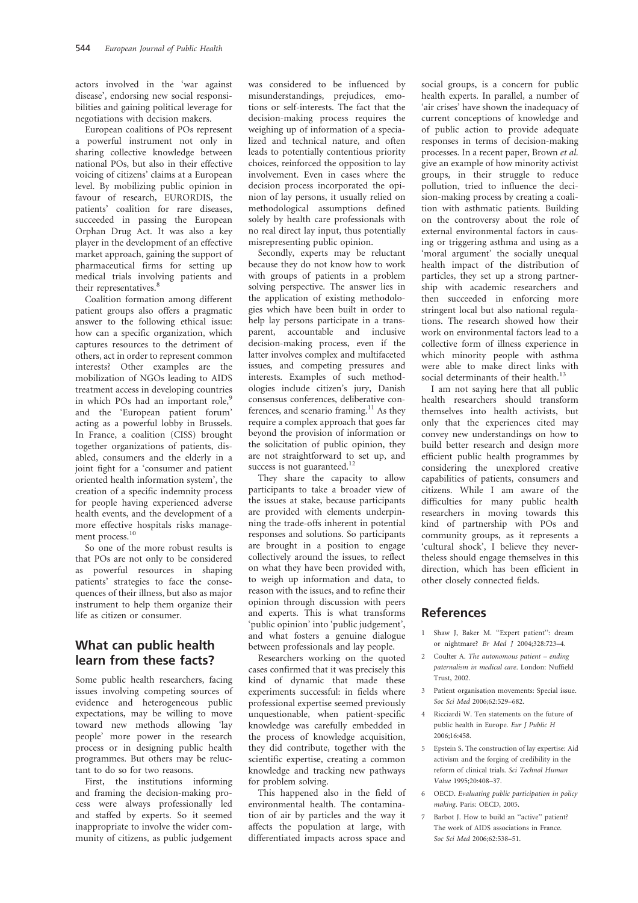actors involved in the 'war against disease', endorsing new social responsibilities and gaining political leverage for negotiations with decision makers.

European coalitions of POs represent a powerful instrument not only in sharing collective knowledge between national POs, but also in their effective voicing of citizens' claims at a European level. By mobilizing public opinion in favour of research, EURORDIS, the patients' coalition for rare diseases, succeeded in passing the European Orphan Drug Act. It was also a key player in the development of an effective market approach, gaining the support of pharmaceutical firms for setting up medical trials involving patients and their representatives.[8]

Coalition formation among different patient groups also offers a pragmatic answer to the following ethical issue: how can a specific organization, which captures resources to the detriment of others, act in order to represent common interests? Other examples are the mobilization of NGOs leading to AIDS treatment access in developing countries in which POs had an important role,[9] and the 'European patient forum' acting as a powerful lobby in Brussels. In France, a coalition (CISS) brought together organizations of patients, disabled, consumers and the elderly in a joint fight for a 'consumer and patient oriented health information system', the creation of a specific indemnity process for people having experienced adverse health events, and the development of a more effective hospitals risks management process.[10]

So one of the more robust results is that POs are not only to be considered as powerful resources in shaping patients' strategies to face the consequences of their illness, but also as major instrument to help them organize their life as citizen or consumer.

## What can public health learn from these facts?

Some public health researchers, facing issues involving competing sources of evidence and heterogeneous public expectations, may be willing to move toward new methods allowing 'lay people' more power in the research process or in designing public health programmes. But others may be reluctant to do so for two reasons.

First, the institutions informing and framing the decision-making process were always professionally led and staffed by experts. So it seemed inappropriate to involve the wider community of citizens, as public judgement was considered to be influenced by misunderstandings, prejudices, emotions or self-interests. The fact that the decision-making process requires the weighing up of information of a specialized and technical nature, and often leads to potentially contentious priority choices, reinforced the opposition to lay involvement. Even in cases where the decision process incorporated the opinion of lay persons, it usually relied on methodological assumptions defined solely by health care professionals with no real direct lay input, thus potentially misrepresenting public opinion.

Secondly, experts may be reluctant because they do not know how to work with groups of patients in a problem solving perspective. The answer lies in the application of existing methodologies which have been built in order to help lay persons participate in a transparent, accountable and inclusive decision-making process, even if the latter involves complex and multifaceted issues, and competing pressures and interests. Examples of such methodologies include citizen's jury, Danish consensus conferences, deliberative conferences, and scenario framing.[11] As they require a complex approach that goes far beyond the provision of information or the solicitation of public opinion, they are not straightforward to set up, and success is not guaranteed.[12]

They share the capacity to allow participants to take a broader view of the issues at stake, because participants are provided with elements underpinning the trade-offs inherent in potential responses and solutions. So participants are brought in a position to engage collectively around the issues, to reflect on what they have been provided with, to weigh up information and data, to reason with the issues, and to refine their opinion through discussion with peers and experts. This is what transforms 'public opinion' into 'public judgement', and what fosters a genuine dialogue between professionals and lay people.

Researchers working on the quoted cases confirmed that it was precisely this kind of dynamic that made these experiments successful: in fields where professional expertise seemed previously unquestionable, when patient-specific knowledge was carefully embedded in the process of knowledge acquisition, they did contribute, together with the scientific expertise, creating a common knowledge and tracking new pathways for problem solving.

This happened also in the field of environmental health. The contamination of air by particles and the way it affects the population at large, with differentiated impacts across space and social groups, is a concern for public health experts. In parallel, a number of 'air crises' have shown the inadequacy of current conceptions of knowledge and of public action to provide adequate responses in terms of decision-making processes. In a recent paper, Brown *et al.* give an example of how minority activist groups, in their struggle to reduce pollution, tried to influence the decision-making process by creating a coalition with asthmatic patients. Building on the controversy about the role of external environmental factors in causing or triggering asthma and using as a 'moral argument' the socially unequal health impact of the distribution of particles, they set up a strong partnership with academic researchers and then succeeded in enforcing more stringent local but also national regulations. The research showed how their work on environmental factors lead to a collective form of illness experience in which minority people with asthma were able to make direct links with social determinants of their health.[13]

I am not saying here that all public health researchers should transform themselves into health activists, but only that the experiences cited may convey new understandings on how to build better research and design more efficient public health programmes by considering the unexplored creative capabilities of patients, consumers and citizens. While I am aware of the difficulties for many public health researchers in moving towards this kind of partnership with POs and community groups, as it represents a 'cultural shock', I believe they nevertheless should engage themselves in this direction, which has been efficient in other closely connected fields.

## References

1. Shaw J, Baker M. "Expert patient": dream or nightmare? *Br Med J* 2004;328:723–4.
2. Coulter A. *The autonomous patient – ending paternalism in medical care*. London: Nuffield Trust, 2002.
3. Patient organisation movements: Special issue. *Soc Sci Med* 2006;62:529–682.
4. Ricciardi W. Ten statements on the future of public health in Europe. *Eur J Public H* 2006;16:458.
5. Epstein S. The construction of lay expertise: Aid activism and the forging of credibility in the reform of clinical trials. *Sci Technol Human Value* 1995;20:408–37.
6. OECD. *Evaluating public participation in policy making*. Paris: OECD, 2005.
7. Barbot J. How to build an "active" patient? The work of AIDS associations in France. *Soc Sci Med* 2006;62:538–51.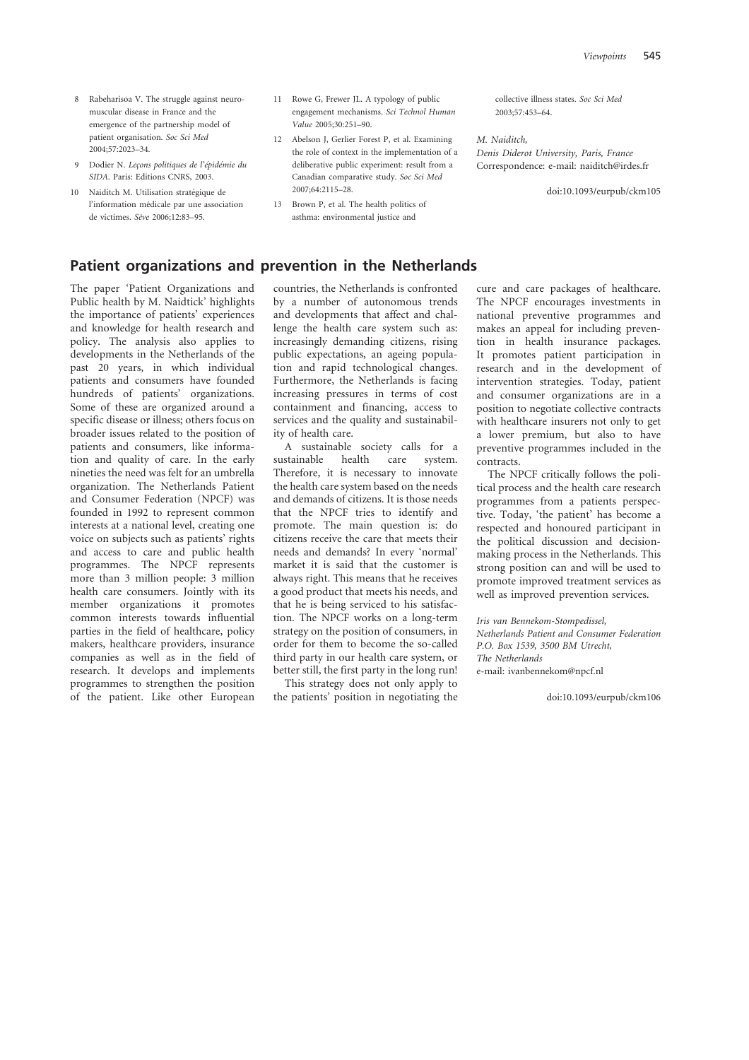8 Rabeharisoa V. The struggle against neuromuscular disease in France and the emergence of the partnership model of patient organisation. *Soc Sci Med* 2004;57:2023–34.

9 Dodier N. *Leçons politiques de l'épidémie du SIDA*. Paris: Editions CNRS, 2003.

10 Naiditch M. Utilisation stratégique de l'information médicale par une association de victimes. *Sève* 2006;12:83–95.

11 Rowe G, Frewer JL. A typology of public engagement mechanisms. *Sci Technol Human Value* 2005;30:251–90.

12 Abelson J, Gerlier Forest P, et al. Examining the role of context in the implementation of a deliberative public experiment: result from a Canadian comparative study. *Soc Sci Med* 2007;64:2115–28.

13 Brown P, et al. The health politics of asthma: environmental justice and collective illness states. *Soc Sci Med* 2003;57:453–64.

*M. Naiditch,*
*Denis Diderot University, Paris, France*
Correspondence: e-mail: naiditch@irdes.fr

doi:10.1093/eurpub/ckm105

## Patient organizations and prevention in the Netherlands

The paper 'Patient Organizations and Public health by M. Naidtick' highlights the importance of patients' experiences and knowledge for health research and policy. The analysis also applies to developments in the Netherlands of the past 20 years, in which individual patients and consumers have founded hundreds of patients' organizations. Some of these are organized around a specific disease or illness; others focus on broader issues related to the position of patients and consumers, like information and quality of care. In the early nineties the need was felt for an umbrella organization. The Netherlands Patient and Consumer Federation (NPCF) was founded in 1992 to represent common interests at a national level, creating one voice on subjects such as patients' rights and access to care and public health programmes. The NPCF represents more than 3 million people: 3 million health care consumers. Jointly with its member organizations it promotes common interests towards influential parties in the field of healthcare, policy makers, healthcare providers, insurance companies as well as in the field of research. It develops and implements programmes to strengthen the position of the patient. Like other European countries, the Netherlands is confronted by a number of autonomous trends and developments that affect and challenge the health care system such as: increasingly demanding citizens, rising public expectations, an ageing population and rapid technological changes. Furthermore, the Netherlands is facing increasing pressures in terms of cost containment and financing, access to services and the quality and sustainability of health care.

A sustainable society calls for a sustainable health care system. Therefore, it is necessary to innovate the health care system based on the needs and demands of citizens. It is those needs that the NPCF tries to identify and promote. The main question is: do citizens receive the care that meets their needs and demands? In every 'normal' market it is said that the customer is always right. This means that he receives a good product that meets his needs, and that he is being serviced to his satisfaction. The NPCF works on a long-term strategy on the position of consumers, in order for them to become the so-called third party in our health care system, or better still, the first party in the long run!

This strategy does not only apply to the patients' position in negotiating the cure and care packages of healthcare. The NPCF encourages investments in national preventive programmes and makes an appeal for including prevention in health insurance packages. It promotes patient participation in research and in the development of intervention strategies. Today, patient and consumer organizations are in a position to negotiate collective contracts with healthcare insurers not only to get a lower premium, but also to have preventive programmes included in the contracts.

The NPCF critically follows the political process and the health care research programmes from a patients perspective. Today, 'the patient' has become a respected and honoured participant in the political discussion and decision-making process in the Netherlands. This strong position can and will be used to promote improved treatment services as well as improved prevention services.

*Iris van Bennekom-Stompedissel,*
*Netherlands Patient and Consumer Federation*
*P.O. Box 1539, 3500 BM Utrecht,*
*The Netherlands*
e-mail: ivanbennekom@npcf.nl

doi:10.1093/eurpub/ckm106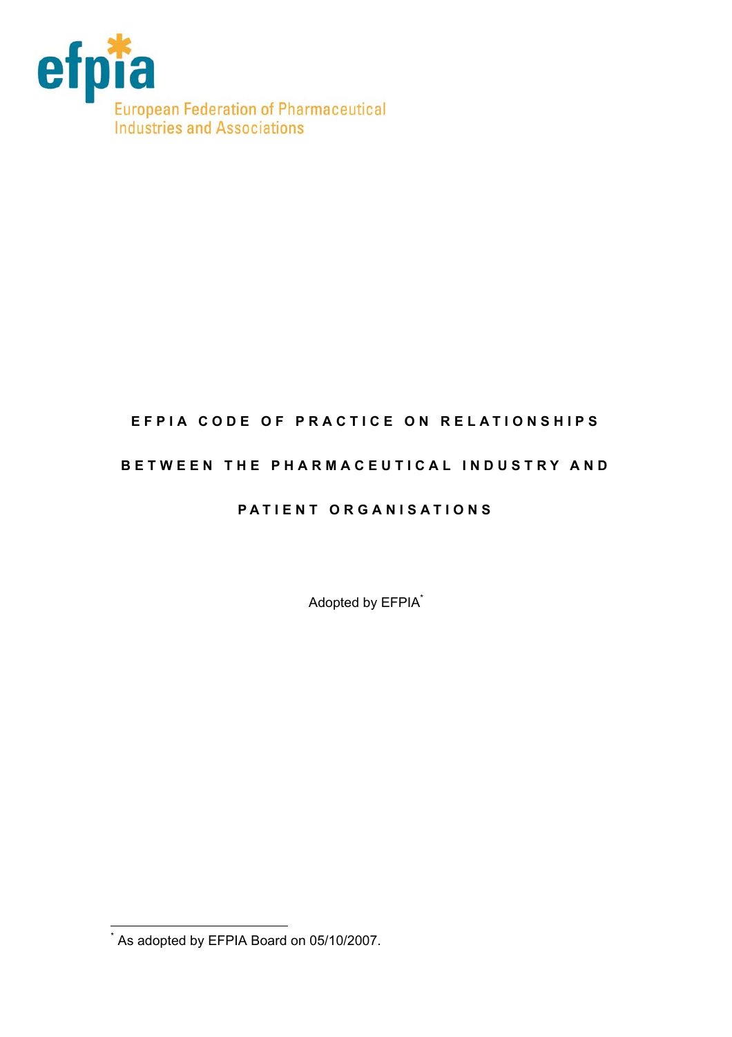efpia

European Federation of Pharmaceutical Industries and Associations

# EFPIA CODE OF PRACTICE ON RELATIONSHIPS BETWEEN THE PHARMACEUTICAL INDUSTRY AND PATIENT ORGANISATIONS

Adopted by EFPIA*

---

* As adopted by EFPIA Board on 05/10/2007.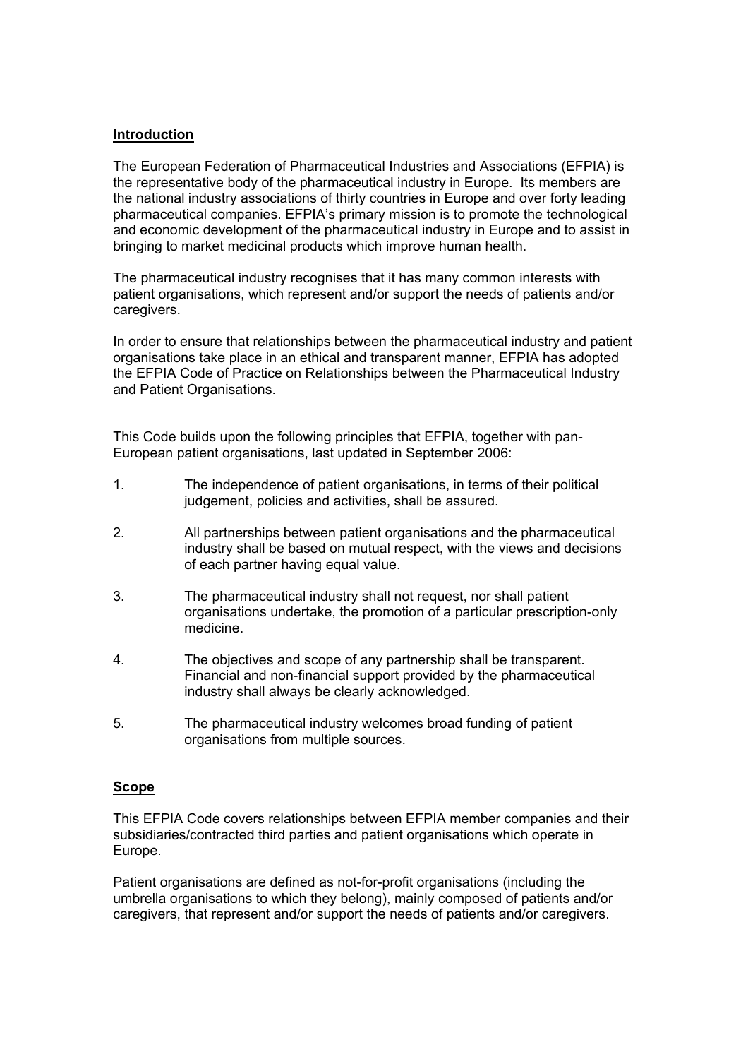## Introduction

The European Federation of Pharmaceutical Industries and Associations (EFPIA) is the representative body of the pharmaceutical industry in Europe. Its members are the national industry associations of thirty countries in Europe and over forty leading pharmaceutical companies. EFPIA's primary mission is to promote the technological and economic development of the pharmaceutical industry in Europe and to assist in bringing to market medicinal products which improve human health.

The pharmaceutical industry recognises that it has many common interests with patient organisations, which represent and/or support the needs of patients and/or caregivers.

In order to ensure that relationships between the pharmaceutical industry and patient organisations take place in an ethical and transparent manner, EFPIA has adopted the EFPIA Code of Practice on Relationships between the Pharmaceutical Industry and Patient Organisations.

This Code builds upon the following principles that EFPIA, together with pan-European patient organisations, last updated in September 2006:

1. The independence of patient organisations, in terms of their political judgement, policies and activities, shall be assured.

2. All partnerships between patient organisations and the pharmaceutical industry shall be based on mutual respect, with the views and decisions of each partner having equal value.

3. The pharmaceutical industry shall not request, nor shall patient organisations undertake, the promotion of a particular prescription-only medicine.

4. The objectives and scope of any partnership shall be transparent. Financial and non-financial support provided by the pharmaceutical industry shall always be clearly acknowledged.

5. The pharmaceutical industry welcomes broad funding of patient organisations from multiple sources.

## Scope

This EFPIA Code covers relationships between EFPIA member companies and their subsidiaries/contracted third parties and patient organisations which operate in Europe.

Patient organisations are defined as not-for-profit organisations (including the umbrella organisations to which they belong), mainly composed of patients and/or caregivers, that represent and/or support the needs of patients and/or caregivers.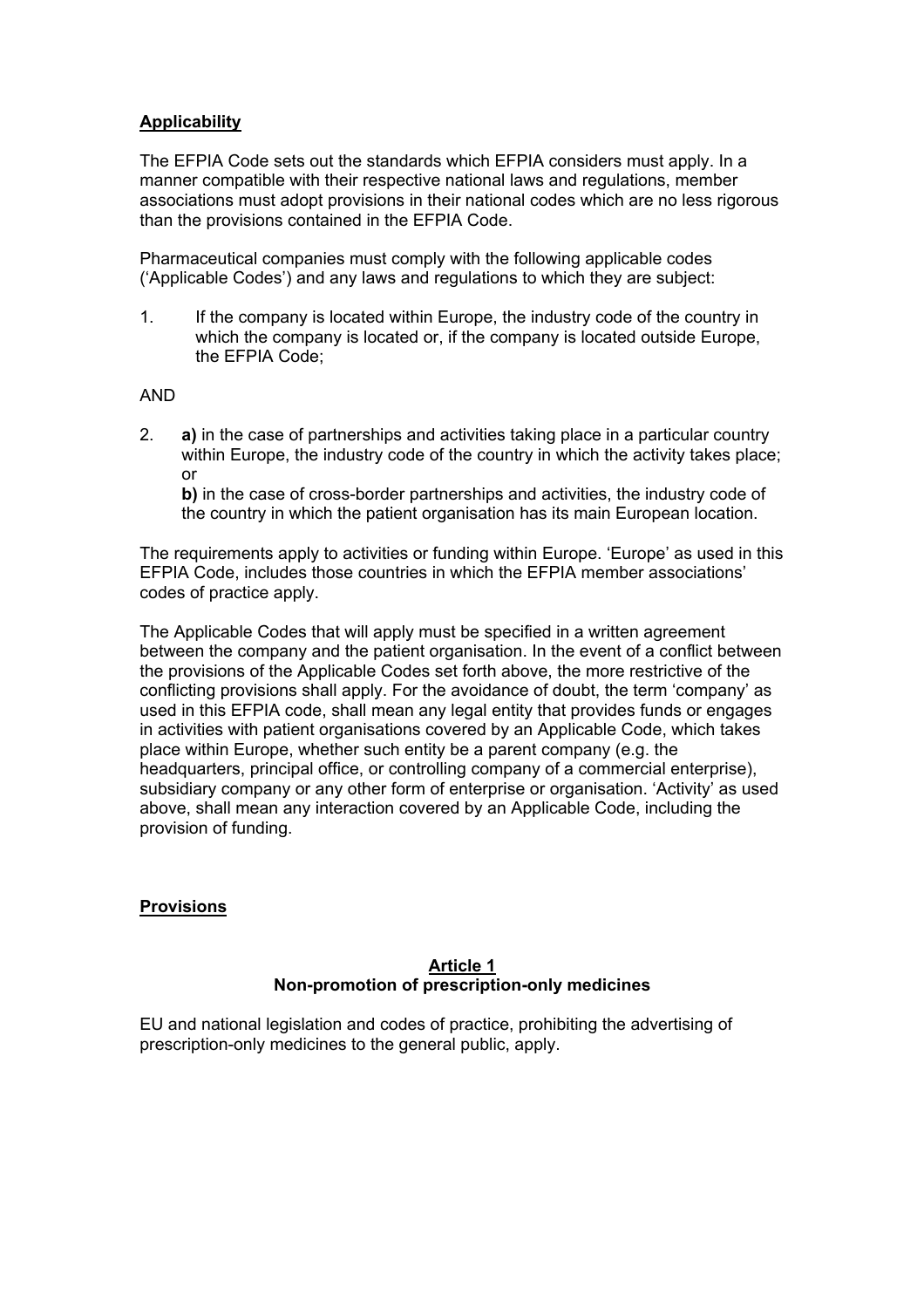**Applicability**

The EFPIA Code sets out the standards which EFPIA considers must apply. In a manner compatible with their respective national laws and regulations, member associations must adopt provisions in their national codes which are no less rigorous than the provisions contained in the EFPIA Code.

Pharmaceutical companies must comply with the following applicable codes ('Applicable Codes') and any laws and regulations to which they are subject:

1. If the company is located within Europe, the industry code of the country in which the company is located or, if the company is located outside Europe, the EFPIA Code;

AND

2. **a)** in the case of partnerships and activities taking place in a particular country within Europe, the industry code of the country in which the activity takes place; or

   **b)** in the case of cross-border partnerships and activities, the industry code of the country in which the patient organisation has its main European location.

The requirements apply to activities or funding within Europe. 'Europe' as used in this EFPIA Code, includes those countries in which the EFPIA member associations' codes of practice apply.

The Applicable Codes that will apply must be specified in a written agreement between the company and the patient organisation. In the event of a conflict between the provisions of the Applicable Codes set forth above, the more restrictive of the conflicting provisions shall apply. For the avoidance of doubt, the term 'company' as used in this EFPIA code, shall mean any legal entity that provides funds or engages in activities with patient organisations covered by an Applicable Code, which takes place within Europe, whether such entity be a parent company (e.g. the headquarters, principal office, or controlling company of a commercial enterprise), subsidiary company or any other form of enterprise or organisation. 'Activity' as used above, shall mean any interaction covered by an Applicable Code, including the provision of funding.

**Provisions**

**Article 1**
**Non-promotion of prescription-only medicines**

EU and national legislation and codes of practice, prohibiting the advertising of prescription-only medicines to the general public, apply.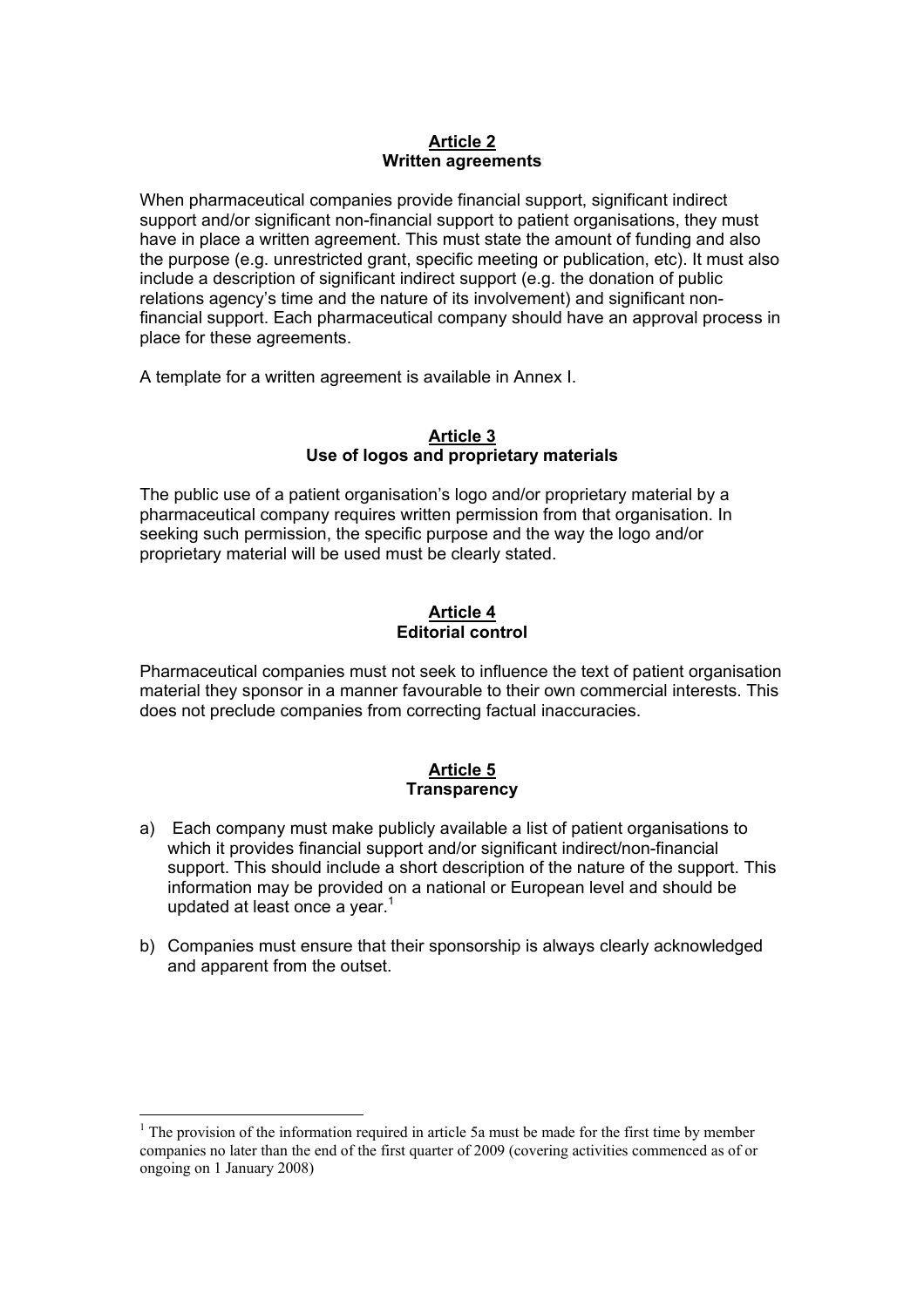## Article 2
**Written agreements**

When pharmaceutical companies provide financial support, significant indirect support and/or significant non-financial support to patient organisations, they must have in place a written agreement. This must state the amount of funding and also the purpose (e.g. unrestricted grant, specific meeting or publication, etc). It must also include a description of significant indirect support (e.g. the donation of public relations agency's time and the nature of its involvement) and significant non-financial support. Each pharmaceutical company should have an approval process in place for these agreements.

A template for a written agreement is available in Annex I.

## Article 3
**Use of logos and proprietary materials**

The public use of a patient organisation's logo and/or proprietary material by a pharmaceutical company requires written permission from that organisation. In seeking such permission, the specific purpose and the way the logo and/or proprietary material will be used must be clearly stated.

## Article 4
**Editorial control**

Pharmaceutical companies must not seek to influence the text of patient organisation material they sponsor in a manner favourable to their own commercial interests. This does not preclude companies from correcting factual inaccuracies.

## Article 5
**Transparency**

a) Each company must make publicly available a list of patient organisations to which it provides financial support and/or significant indirect/non-financial support. This should include a short description of the nature of the support. This information may be provided on a national or European level and should be updated at least once a year.[1]

b) Companies must ensure that their sponsorship is always clearly acknowledged and apparent from the outset.

---

[1] The provision of the information required in article 5a must be made for the first time by member companies no later than the end of the first quarter of 2009 (covering activities commenced as of or ongoing on 1 January 2008)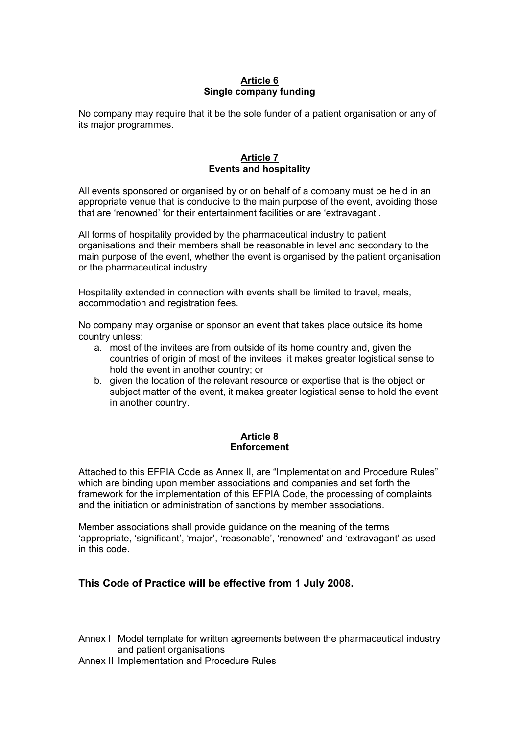## Article 6
### Single company funding

No company may require that it be the sole funder of a patient organisation or any of its major programmes.

## Article 7
### Events and hospitality

All events sponsored or organised by or on behalf of a company must be held in an appropriate venue that is conducive to the main purpose of the event, avoiding those that are 'renowned' for their entertainment facilities or are 'extravagant'.

All forms of hospitality provided by the pharmaceutical industry to patient organisations and their members shall be reasonable in level and secondary to the main purpose of the event, whether the event is organised by the patient organisation or the pharmaceutical industry.

Hospitality extended in connection with events shall be limited to travel, meals, accommodation and registration fees.

No company may organise or sponsor an event that takes place outside its home country unless:

a. most of the invitees are from outside of its home country and, given the countries of origin of most of the invitees, it makes greater logistical sense to hold the event in another country; or
b. given the location of the relevant resource or expertise that is the object or subject matter of the event, it makes greater logistical sense to hold the event in another country.

## Article 8
### Enforcement

Attached to this EFPIA Code as Annex II, are "Implementation and Procedure Rules" which are binding upon member associations and companies and set forth the framework for the implementation of this EFPIA Code, the processing of complaints and the initiation or administration of sanctions by member associations.

Member associations shall provide guidance on the meaning of the terms 'appropriate, 'significant', 'major', 'reasonable', 'renowned' and 'extravagant' as used in this code.

**This Code of Practice will be effective from 1 July 2008.**

Annex I Model template for written agreements between the pharmaceutical industry and patient organisations
Annex II Implementation and Procedure Rules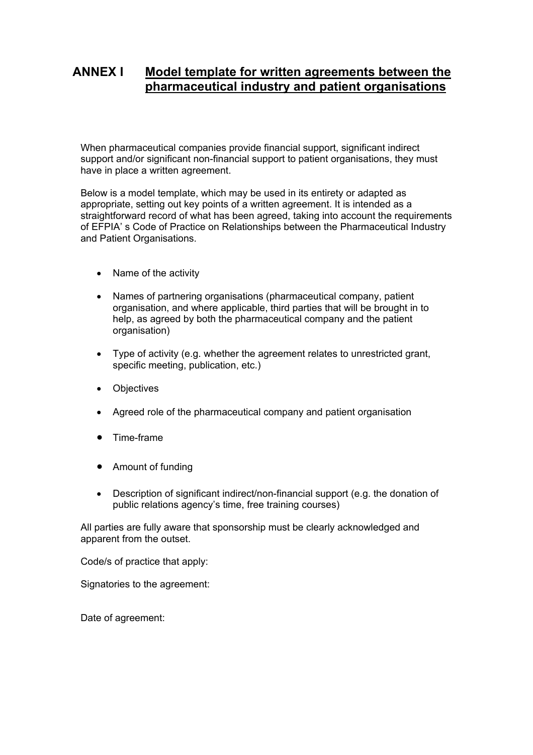## ANNEX I Model template for written agreements between the pharmaceutical industry and patient organisations

When pharmaceutical companies provide financial support, significant indirect support and/or significant non-financial support to patient organisations, they must have in place a written agreement.

Below is a model template, which may be used in its entirety or adapted as appropriate, setting out key points of a written agreement. It is intended as a straightforward record of what has been agreed, taking into account the requirements of EFPIA' s Code of Practice on Relationships between the Pharmaceutical Industry and Patient Organisations.

- Name of the activity
- Names of partnering organisations (pharmaceutical company, patient organisation, and where applicable, third parties that will be brought in to help, as agreed by both the pharmaceutical company and the patient organisation)
- Type of activity (e.g. whether the agreement relates to unrestricted grant, specific meeting, publication, etc.)
- Objectives
- Agreed role of the pharmaceutical company and patient organisation
- Time-frame
- Amount of funding
- Description of significant indirect/non-financial support (e.g. the donation of public relations agency's time, free training courses)

All parties are fully aware that sponsorship must be clearly acknowledged and apparent from the outset.

Code/s of practice that apply:

Signatories to the agreement:

Date of agreement: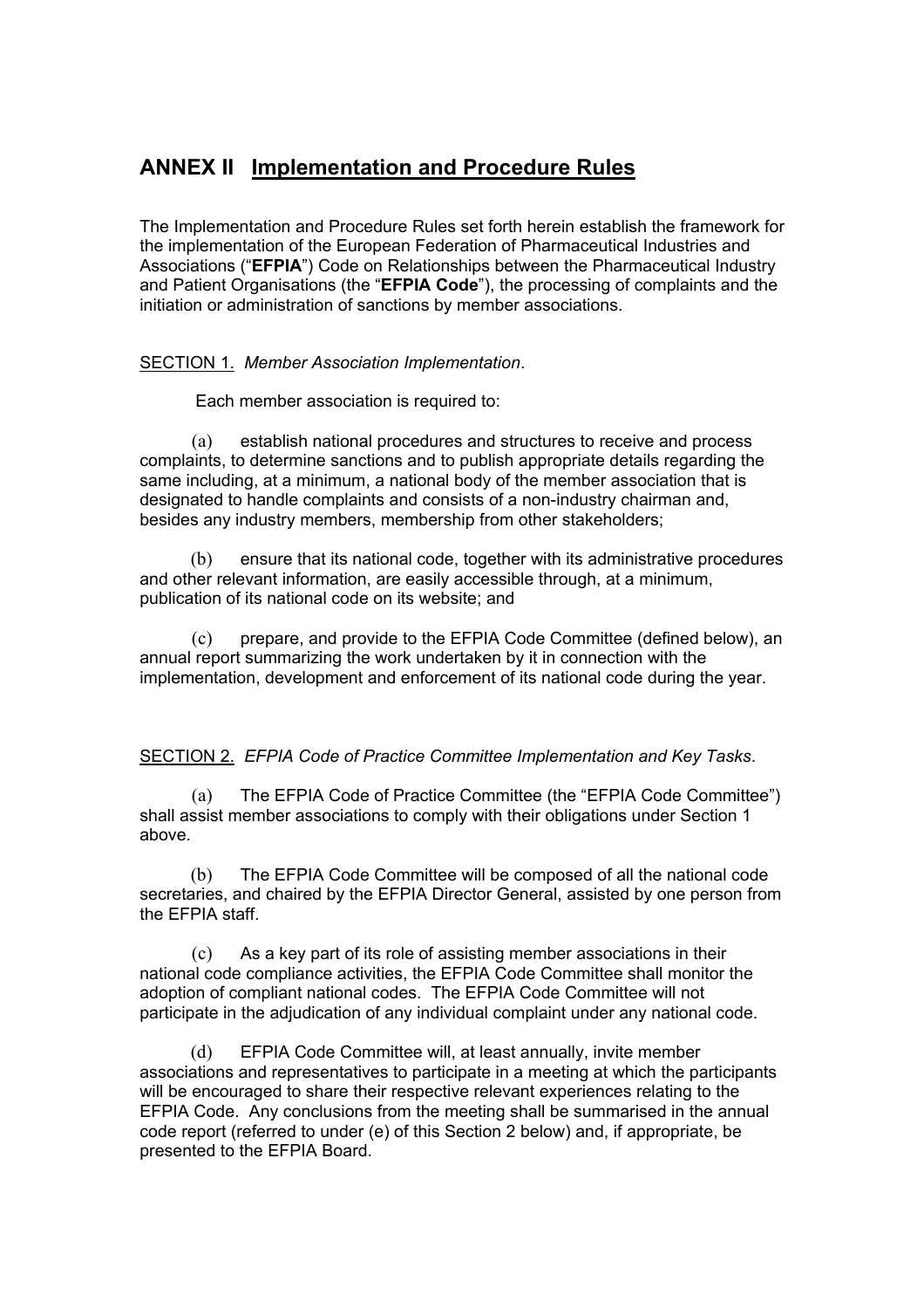# ANNEX II <u>Implementation and Procedure Rules</u>

The Implementation and Procedure Rules set forth herein establish the framework for the implementation of the European Federation of Pharmaceutical Industries and Associations ("**EFPIA**") Code on Relationships between the Pharmaceutical Industry and Patient Organisations (the "**EFPIA Code**"), the processing of complaints and the initiation or administration of sanctions by member associations.

<u>SECTION 1.</u> *Member Association Implementation*.

Each member association is required to:

(a) establish national procedures and structures to receive and process complaints, to determine sanctions and to publish appropriate details regarding the same including, at a minimum, a national body of the member association that is designated to handle complaints and consists of a non-industry chairman and, besides any industry members, membership from other stakeholders;

(b) ensure that its national code, together with its administrative procedures and other relevant information, are easily accessible through, at a minimum, publication of its national code on its website; and

(c) prepare, and provide to the EFPIA Code Committee (defined below), an annual report summarizing the work undertaken by it in connection with the implementation, development and enforcement of its national code during the year.

<u>SECTION 2.</u> *EFPIA Code of Practice Committee Implementation and Key Tasks*.

(a) The EFPIA Code of Practice Committee (the "EFPIA Code Committee") shall assist member associations to comply with their obligations under Section 1 above.

(b) The EFPIA Code Committee will be composed of all the national code secretaries, and chaired by the EFPIA Director General, assisted by one person from the EFPIA staff.

(c) As a key part of its role of assisting member associations in their national code compliance activities, the EFPIA Code Committee shall monitor the adoption of compliant national codes. The EFPIA Code Committee will not participate in the adjudication of any individual complaint under any national code.

(d) EFPIA Code Committee will, at least annually, invite member associations and representatives to participate in a meeting at which the participants will be encouraged to share their respective relevant experiences relating to the EFPIA Code. Any conclusions from the meeting shall be summarised in the annual code report (referred to under (e) of this Section 2 below) and, if appropriate, be presented to the EFPIA Board.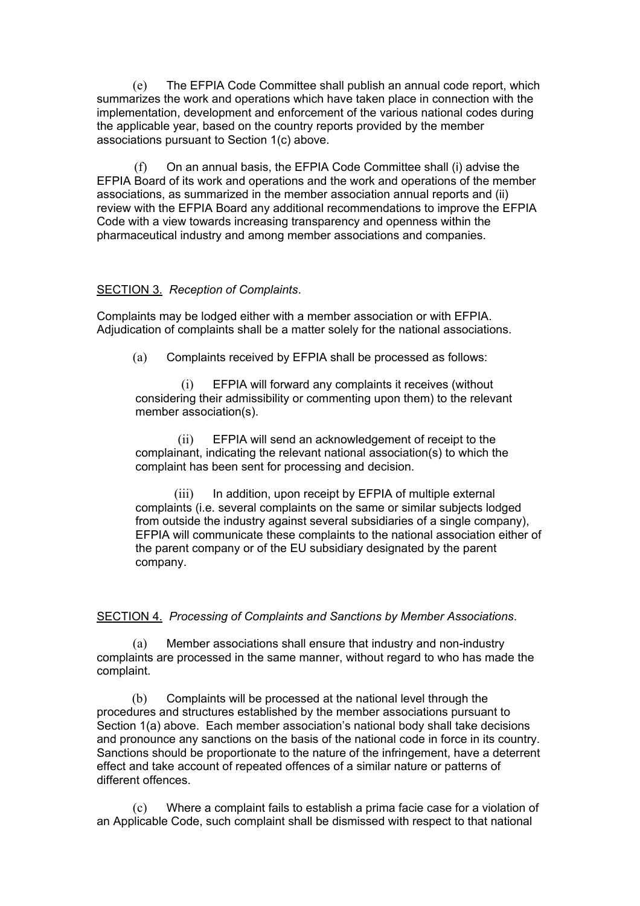(e) The EFPIA Code Committee shall publish an annual code report, which summarizes the work and operations which have taken place in connection with the implementation, development and enforcement of the various national codes during the applicable year, based on the country reports provided by the member associations pursuant to Section 1(c) above.

(f) On an annual basis, the EFPIA Code Committee shall (i) advise the EFPIA Board of its work and operations and the work and operations of the member associations, as summarized in the member association annual reports and (ii) review with the EFPIA Board any additional recommendations to improve the EFPIA Code with a view towards increasing transparency and openness within the pharmaceutical industry and among member associations and companies.

<u>SECTION 3.</u> *Reception of Complaints*.

Complaints may be lodged either with a member association or with EFPIA. Adjudication of complaints shall be a matter solely for the national associations.

(a) Complaints received by EFPIA shall be processed as follows:

(i) EFPIA will forward any complaints it receives (without considering their admissibility or commenting upon them) to the relevant member association(s).

(ii) EFPIA will send an acknowledgement of receipt to the complainant, indicating the relevant national association(s) to which the complaint has been sent for processing and decision.

(iii) In addition, upon receipt by EFPIA of multiple external complaints (i.e. several complaints on the same or similar subjects lodged from outside the industry against several subsidiaries of a single company), EFPIA will communicate these complaints to the national association either of the parent company or of the EU subsidiary designated by the parent company.

<u>SECTION 4.</u> *Processing of Complaints and Sanctions by Member Associations*.

(a) Member associations shall ensure that industry and non-industry complaints are processed in the same manner, without regard to who has made the complaint.

(b) Complaints will be processed at the national level through the procedures and structures established by the member associations pursuant to Section 1(a) above. Each member association's national body shall take decisions and pronounce any sanctions on the basis of the national code in force in its country. Sanctions should be proportionate to the nature of the infringement, have a deterrent effect and take account of repeated offences of a similar nature or patterns of different offences.

(c) Where a complaint fails to establish a prima facie case for a violation of an Applicable Code, such complaint shall be dismissed with respect to that national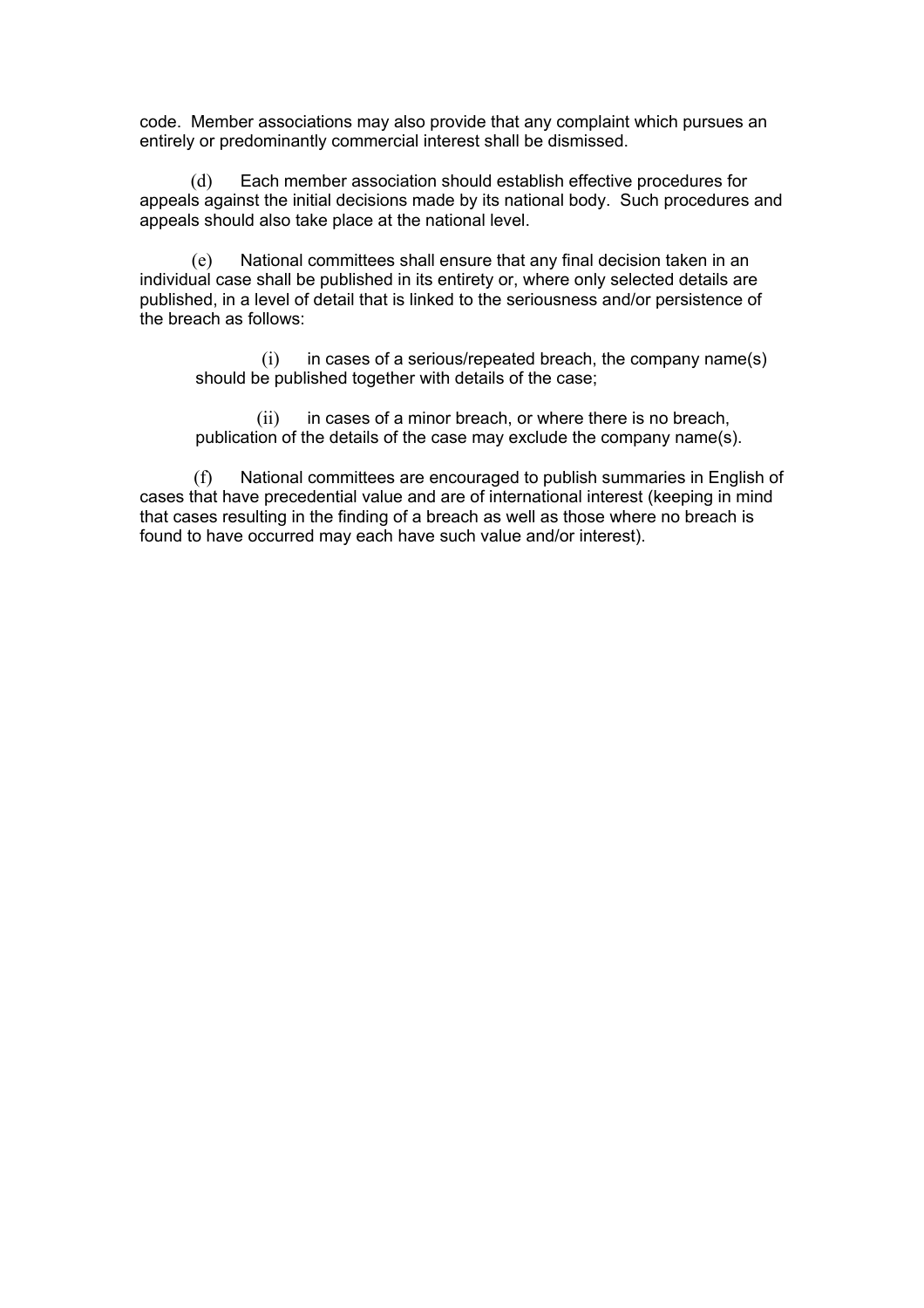code. Member associations may also provide that any complaint which pursues an entirely or predominantly commercial interest shall be dismissed.

(d) Each member association should establish effective procedures for appeals against the initial decisions made by its national body. Such procedures and appeals should also take place at the national level.

(e) National committees shall ensure that any final decision taken in an individual case shall be published in its entirety or, where only selected details are published, in a level of detail that is linked to the seriousness and/or persistence of the breach as follows:

(i) in cases of a serious/repeated breach, the company name(s) should be published together with details of the case;

(ii) in cases of a minor breach, or where there is no breach, publication of the details of the case may exclude the company name(s).

(f) National committees are encouraged to publish summaries in English of cases that have precedential value and are of international interest (keeping in mind that cases resulting in the finding of a breach as well as those where no breach is found to have occurred may each have such value and/or interest).